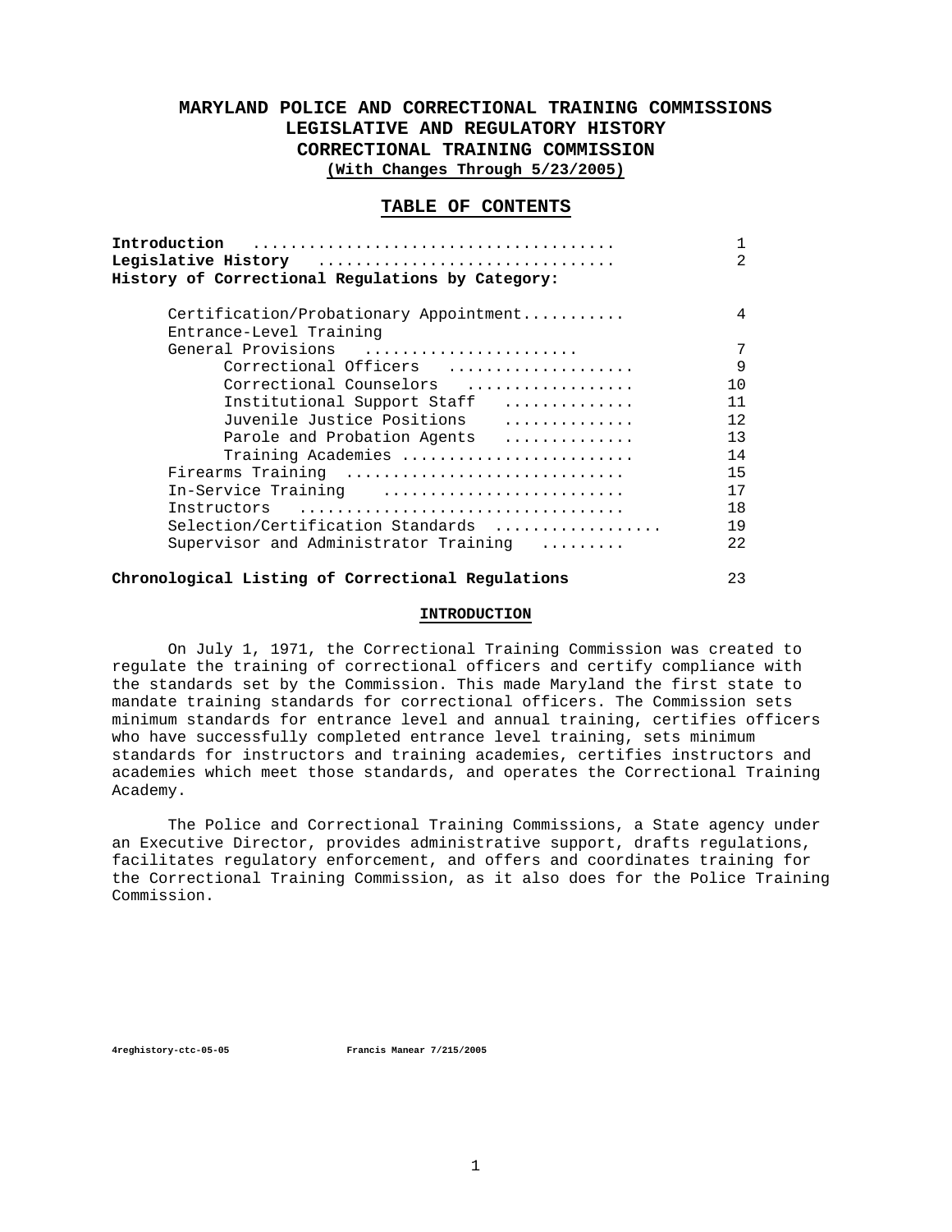# MARYLAND POLICE AND CORRECTIONAL TRAINING COMMISSIONS
# LEGISLATIVE AND REGULATORY HISTORY
# CORRECTIONAL TRAINING COMMISSION
**(With Changes Through 5/23/2005)**

## TABLE OF CONTENTS

| | |
|---|---|
| **Introduction** | 1 |
| **Legislative History** | 2 |
| **History of Correctional Regulations by Category:** | |
| Certification/Probationary Appointment | 4 |
| Entrance-Level Training | |
| General Provisions | 7 |
| Correctional Officers | 9 |
| Correctional Counselors | 10 |
| Institutional Support Staff | 11 |
| Juvenile Justice Positions | 12 |
| Parole and Probation Agents | 13 |
| Training Academies | 14 |
| Firearms Training | 15 |
| In-Service Training | 17 |
| Instructors | 18 |
| Selection/Certification Standards | 19 |
| Supervisor and Administrator Training | 22 |
| **Chronological Listing of Correctional Regulations** | 23 |

## INTRODUCTION

On July 1, 1971, the Correctional Training Commission was created to regulate the training of correctional officers and certify compliance with the standards set by the Commission. This made Maryland the first state to mandate training standards for correctional officers. The Commission sets minimum standards for entrance level and annual training, certifies officers who have successfully completed entrance level training, sets minimum standards for instructors and training academies, certifies instructors and academies which meet those standards, and operates the Correctional Training Academy.

The Police and Correctional Training Commissions, a State agency under an Executive Director, provides administrative support, drafts regulations, facilitates regulatory enforcement, and offers and coordinates training for the Correctional Training Commission, as it also does for the Police Training Commission.

4reghistory-ctc-05-05 Francis Manear 7/215/2005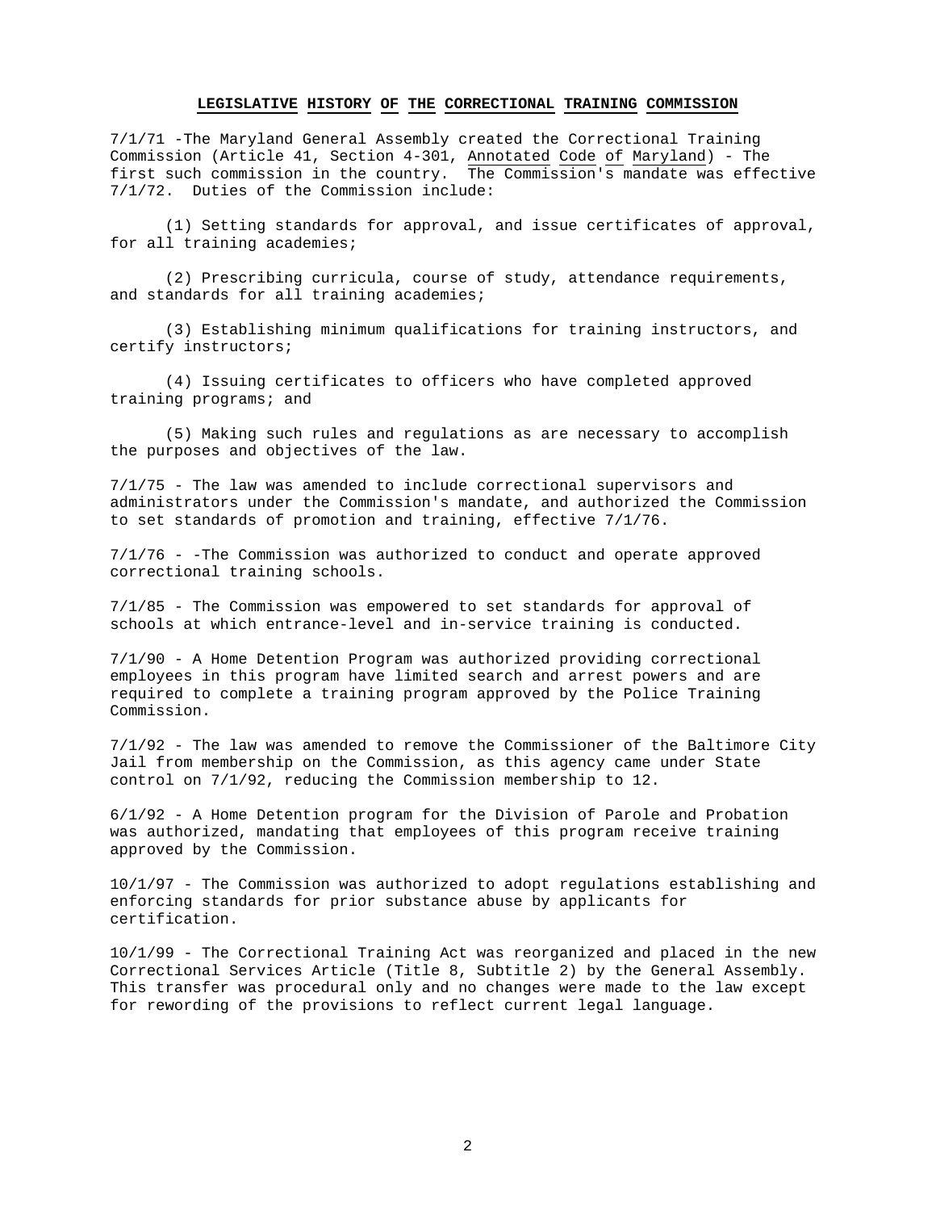## LEGISLATIVE HISTORY OF THE CORRECTIONAL TRAINING COMMISSION

7/1/71 -The Maryland General Assembly created the Correctional Training Commission (Article 41, Section 4-301, Annotated Code of Maryland) - The first such commission in the country. The Commission's mandate was effective 7/1/72. Duties of the Commission include:

(1) Setting standards for approval, and issue certificates of approval, for all training academies;

(2) Prescribing curricula, course of study, attendance requirements, and standards for all training academies;

(3) Establishing minimum qualifications for training instructors, and certify instructors;

(4) Issuing certificates to officers who have completed approved training programs; and

(5) Making such rules and regulations as are necessary to accomplish the purposes and objectives of the law.

7/1/75 - The law was amended to include correctional supervisors and administrators under the Commission's mandate, and authorized the Commission to set standards of promotion and training, effective 7/1/76.

7/1/76 - -The Commission was authorized to conduct and operate approved correctional training schools.

7/1/85 - The Commission was empowered to set standards for approval of schools at which entrance-level and in-service training is conducted.

7/1/90 - A Home Detention Program was authorized providing correctional employees in this program have limited search and arrest powers and are required to complete a training program approved by the Police Training Commission.

7/1/92 - The law was amended to remove the Commissioner of the Baltimore City Jail from membership on the Commission, as this agency came under State control on 7/1/92, reducing the Commission membership to 12.

6/1/92 - A Home Detention program for the Division of Parole and Probation was authorized, mandating that employees of this program receive training approved by the Commission.

10/1/97 - The Commission was authorized to adopt regulations establishing and enforcing standards for prior substance abuse by applicants for certification.

10/1/99 - The Correctional Training Act was reorganized and placed in the new Correctional Services Article (Title 8, Subtitle 2) by the General Assembly. This transfer was procedural only and no changes were made to the law except for rewording of the provisions to reflect current legal language.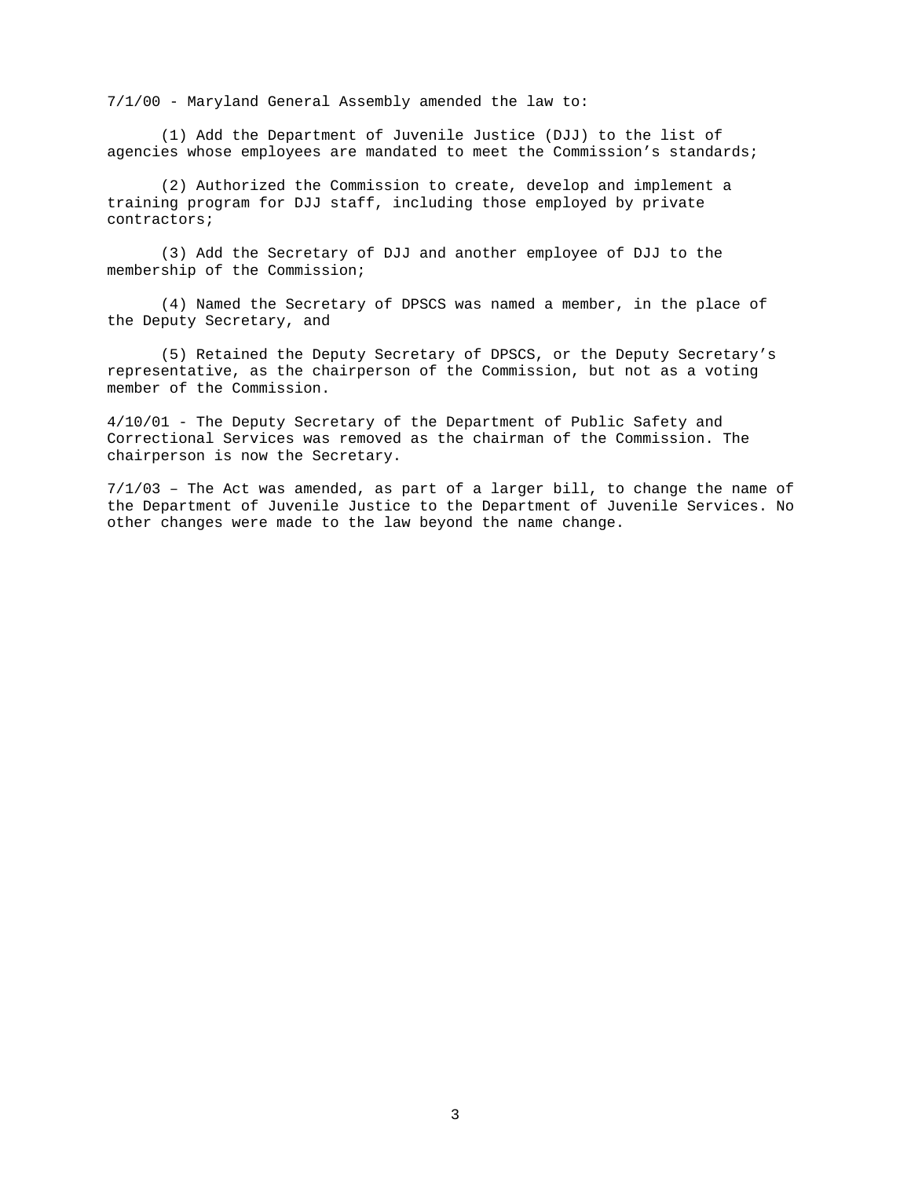7/1/00 - Maryland General Assembly amended the law to:

(1) Add the Department of Juvenile Justice (DJJ) to the list of agencies whose employees are mandated to meet the Commission's standards;

(2) Authorized the Commission to create, develop and implement a training program for DJJ staff, including those employed by private contractors;

(3) Add the Secretary of DJJ and another employee of DJJ to the membership of the Commission;

(4) Named the Secretary of DPSCS was named a member, in the place of the Deputy Secretary, and

(5) Retained the Deputy Secretary of DPSCS, or the Deputy Secretary's representative, as the chairperson of the Commission, but not as a voting member of the Commission.

4/10/01 - The Deputy Secretary of the Department of Public Safety and Correctional Services was removed as the chairman of the Commission. The chairperson is now the Secretary.

7/1/03 – The Act was amended, as part of a larger bill, to change the name of the Department of Juvenile Justice to the Department of Juvenile Services. No other changes were made to the law beyond the name change.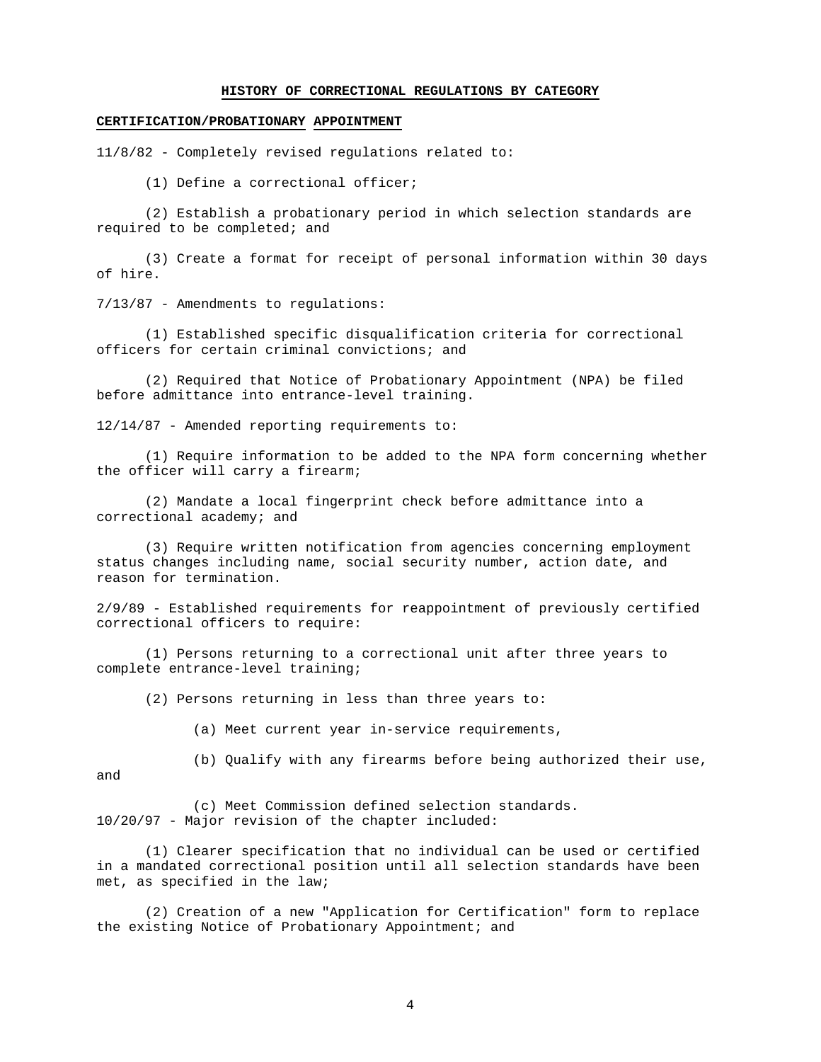## HISTORY OF CORRECTIONAL REGULATIONS BY CATEGORY

### CERTIFICATION/PROBATIONARY APPOINTMENT

11/8/82 - Completely revised regulations related to:

(1) Define a correctional officer;

(2) Establish a probationary period in which selection standards are required to be completed; and

(3) Create a format for receipt of personal information within 30 days of hire.

7/13/87 - Amendments to regulations:

(1) Established specific disqualification criteria for correctional officers for certain criminal convictions; and

(2) Required that Notice of Probationary Appointment (NPA) be filed before admittance into entrance-level training.

12/14/87 - Amended reporting requirements to:

(1) Require information to be added to the NPA form concerning whether the officer will carry a firearm;

(2) Mandate a local fingerprint check before admittance into a correctional academy; and

(3) Require written notification from agencies concerning employment status changes including name, social security number, action date, and reason for termination.

2/9/89 - Established requirements for reappointment of previously certified correctional officers to require:

(1) Persons returning to a correctional unit after three years to complete entrance-level training;

(2) Persons returning in less than three years to:

(a) Meet current year in-service requirements,

(b) Qualify with any firearms before being authorized their use, and

(c) Meet Commission defined selection standards.

10/20/97 - Major revision of the chapter included:

(1) Clearer specification that no individual can be used or certified in a mandated correctional position until all selection standards have been met, as specified in the law;

(2) Creation of a new "Application for Certification" form to replace the existing Notice of Probationary Appointment; and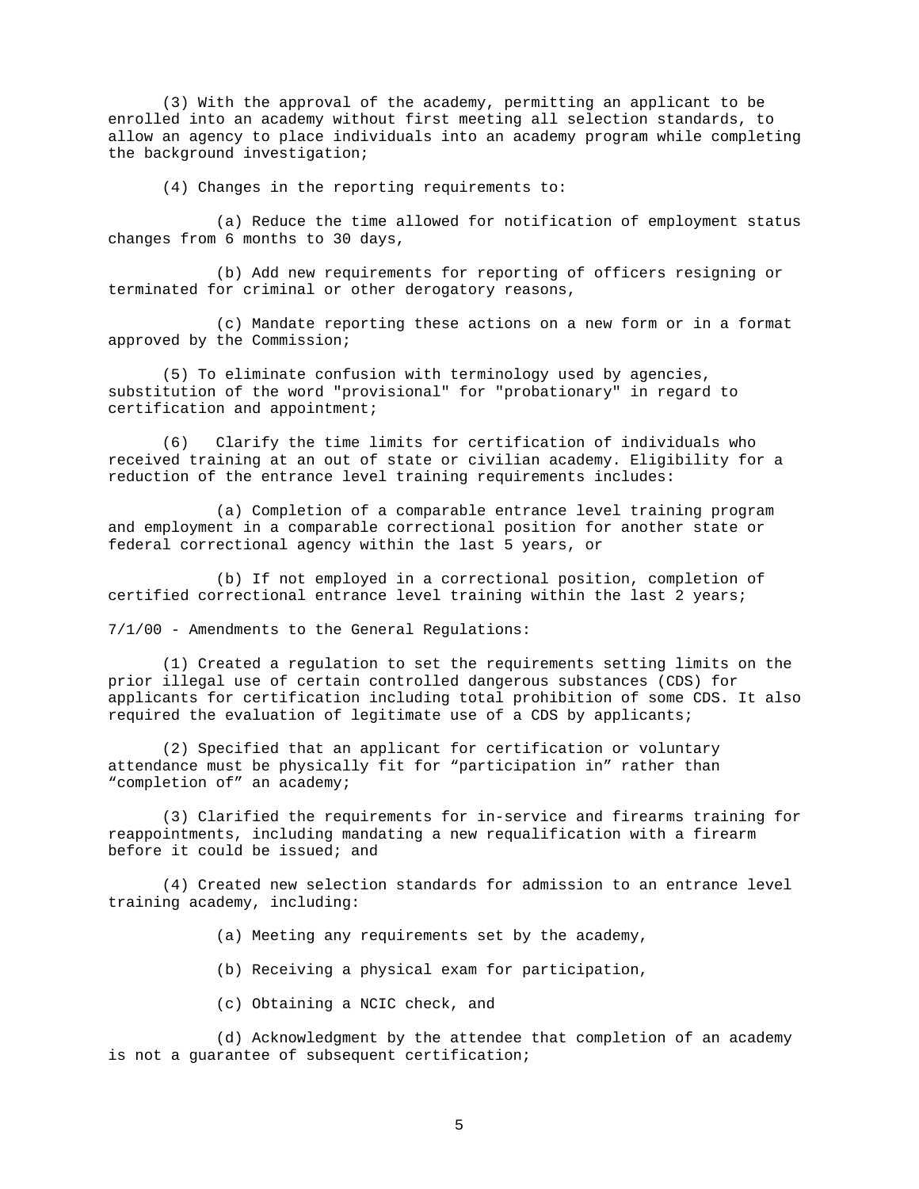(3) With the approval of the academy, permitting an applicant to be enrolled into an academy without first meeting all selection standards, to allow an agency to place individuals into an academy program while completing the background investigation;

(4) Changes in the reporting requirements to:

(a) Reduce the time allowed for notification of employment status changes from 6 months to 30 days,

(b) Add new requirements for reporting of officers resigning or terminated for criminal or other derogatory reasons,

(c) Mandate reporting these actions on a new form or in a format approved by the Commission;

(5) To eliminate confusion with terminology used by agencies, substitution of the word "provisional" for "probationary" in regard to certification and appointment;

(6) Clarify the time limits for certification of individuals who received training at an out of state or civilian academy. Eligibility for a reduction of the entrance level training requirements includes:

(a) Completion of a comparable entrance level training program and employment in a comparable correctional position for another state or federal correctional agency within the last 5 years, or

(b) If not employed in a correctional position, completion of certified correctional entrance level training within the last 2 years;

7/1/00 - Amendments to the General Regulations:

(1) Created a regulation to set the requirements setting limits on the prior illegal use of certain controlled dangerous substances (CDS) for applicants for certification including total prohibition of some CDS. It also required the evaluation of legitimate use of a CDS by applicants;

(2) Specified that an applicant for certification or voluntary attendance must be physically fit for "participation in" rather than "completion of" an academy;

(3) Clarified the requirements for in-service and firearms training for reappointments, including mandating a new requalification with a firearm before it could be issued; and

(4) Created new selection standards for admission to an entrance level training academy, including:

(a) Meeting any requirements set by the academy,

(b) Receiving a physical exam for participation,

(c) Obtaining a NCIC check, and

(d) Acknowledgment by the attendee that completion of an academy is not a guarantee of subsequent certification;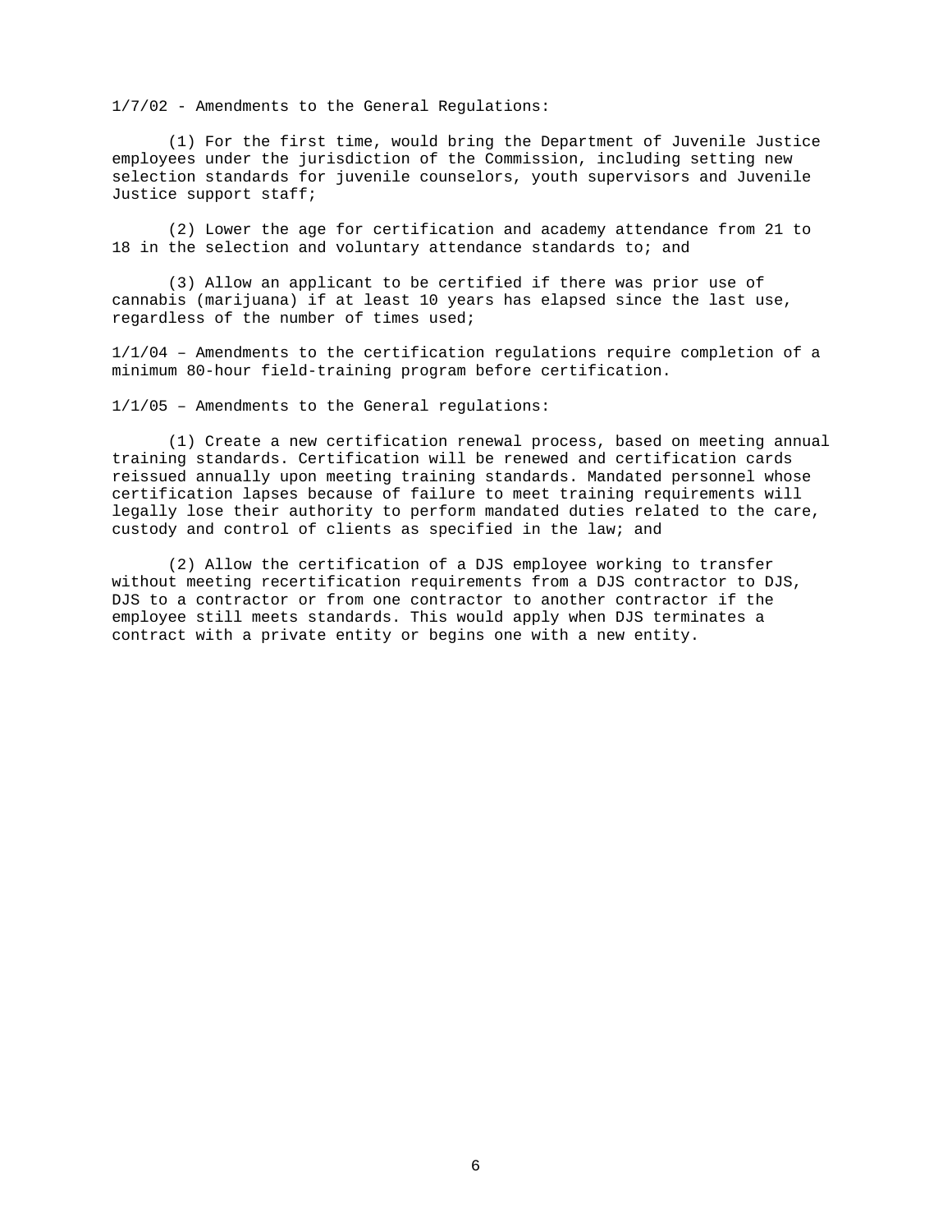1/7/02 - Amendments to the General Regulations:

(1) For the first time, would bring the Department of Juvenile Justice employees under the jurisdiction of the Commission, including setting new selection standards for juvenile counselors, youth supervisors and Juvenile Justice support staff;

(2) Lower the age for certification and academy attendance from 21 to 18 in the selection and voluntary attendance standards to; and

(3) Allow an applicant to be certified if there was prior use of cannabis (marijuana) if at least 10 years has elapsed since the last use, regardless of the number of times used;

1/1/04 – Amendments to the certification regulations require completion of a minimum 80-hour field-training program before certification.

1/1/05 – Amendments to the General regulations:

(1) Create a new certification renewal process, based on meeting annual training standards. Certification will be renewed and certification cards reissued annually upon meeting training standards. Mandated personnel whose certification lapses because of failure to meet training requirements will legally lose their authority to perform mandated duties related to the care, custody and control of clients as specified in the law; and

(2) Allow the certification of a DJS employee working to transfer without meeting recertification requirements from a DJS contractor to DJS, DJS to a contractor or from one contractor to another contractor if the employee still meets standards. This would apply when DJS terminates a contract with a private entity or begins one with a new entity.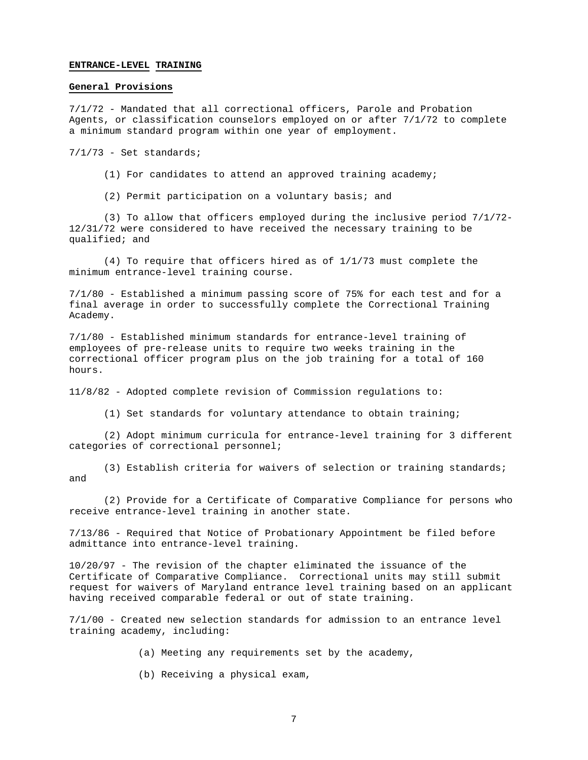**ENTRANCE-LEVEL TRAINING**

**General Provisions**

7/1/72 - Mandated that all correctional officers, Parole and Probation Agents, or classification counselors employed on or after 7/1/72 to complete a minimum standard program within one year of employment.

7/1/73 - Set standards;

(1) For candidates to attend an approved training academy;

(2) Permit participation on a voluntary basis; and

(3) To allow that officers employed during the inclusive period 7/1/72-12/31/72 were considered to have received the necessary training to be qualified; and

(4) To require that officers hired as of 1/1/73 must complete the minimum entrance-level training course.

7/1/80 - Established a minimum passing score of 75% for each test and for a final average in order to successfully complete the Correctional Training Academy.

7/1/80 - Established minimum standards for entrance-level training of employees of pre-release units to require two weeks training in the correctional officer program plus on the job training for a total of 160 hours.

11/8/82 - Adopted complete revision of Commission regulations to:

(1) Set standards for voluntary attendance to obtain training;

(2) Adopt minimum curricula for entrance-level training for 3 different categories of correctional personnel;

(3) Establish criteria for waivers of selection or training standards; and

(2) Provide for a Certificate of Comparative Compliance for persons who receive entrance-level training in another state.

7/13/86 - Required that Notice of Probationary Appointment be filed before admittance into entrance-level training.

10/20/97 - The revision of the chapter eliminated the issuance of the Certificate of Comparative Compliance. Correctional units may still submit request for waivers of Maryland entrance level training based on an applicant having received comparable federal or out of state training.

7/1/00 - Created new selection standards for admission to an entrance level training academy, including:

(a) Meeting any requirements set by the academy,

(b) Receiving a physical exam,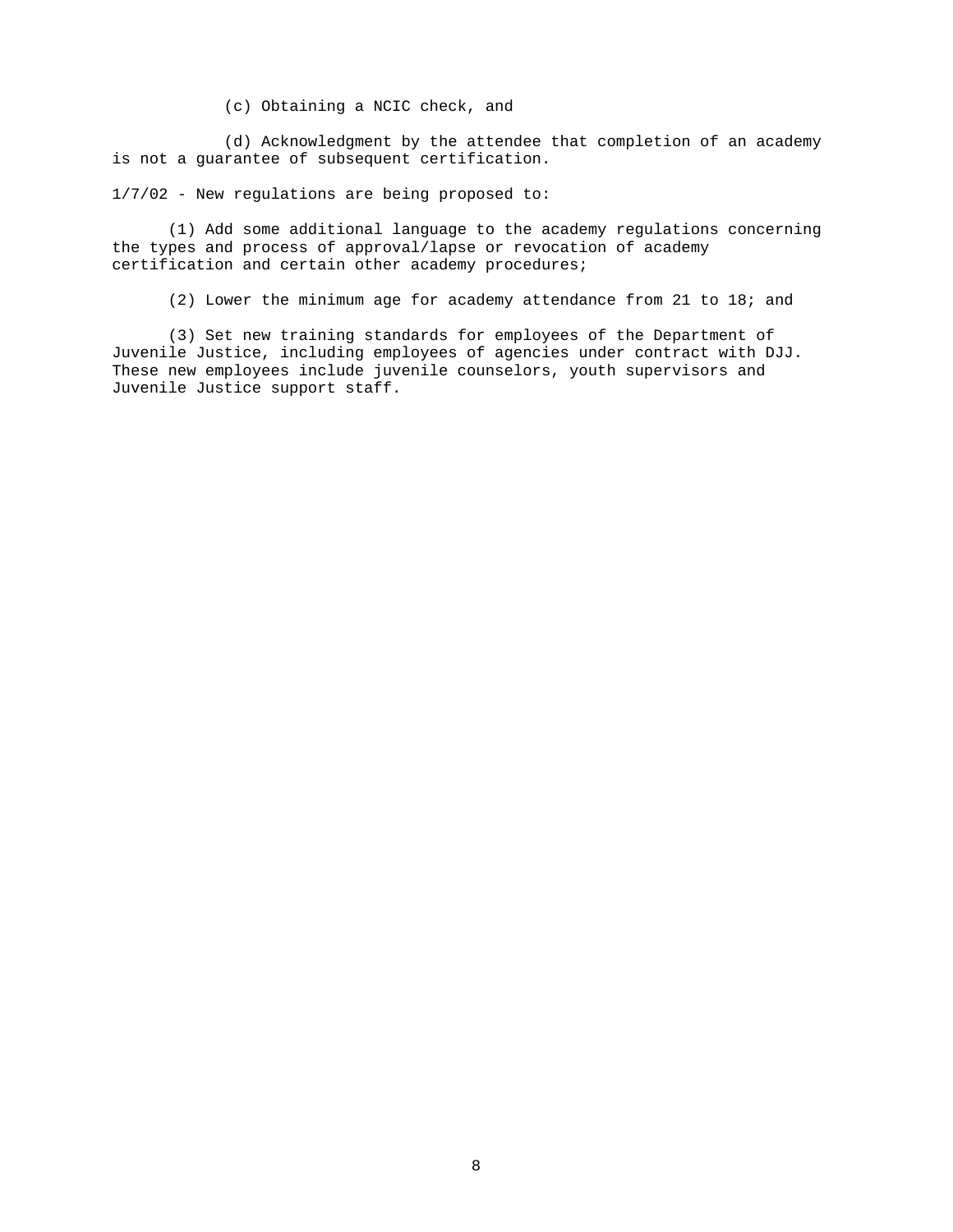(c) Obtaining a NCIC check, and

(d) Acknowledgment by the attendee that completion of an academy is not a guarantee of subsequent certification.

1/7/02 - New regulations are being proposed to:

(1) Add some additional language to the academy regulations concerning the types and process of approval/lapse or revocation of academy certification and certain other academy procedures;

(2) Lower the minimum age for academy attendance from 21 to 18; and

(3) Set new training standards for employees of the Department of Juvenile Justice, including employees of agencies under contract with DJJ. These new employees include juvenile counselors, youth supervisors and Juvenile Justice support staff.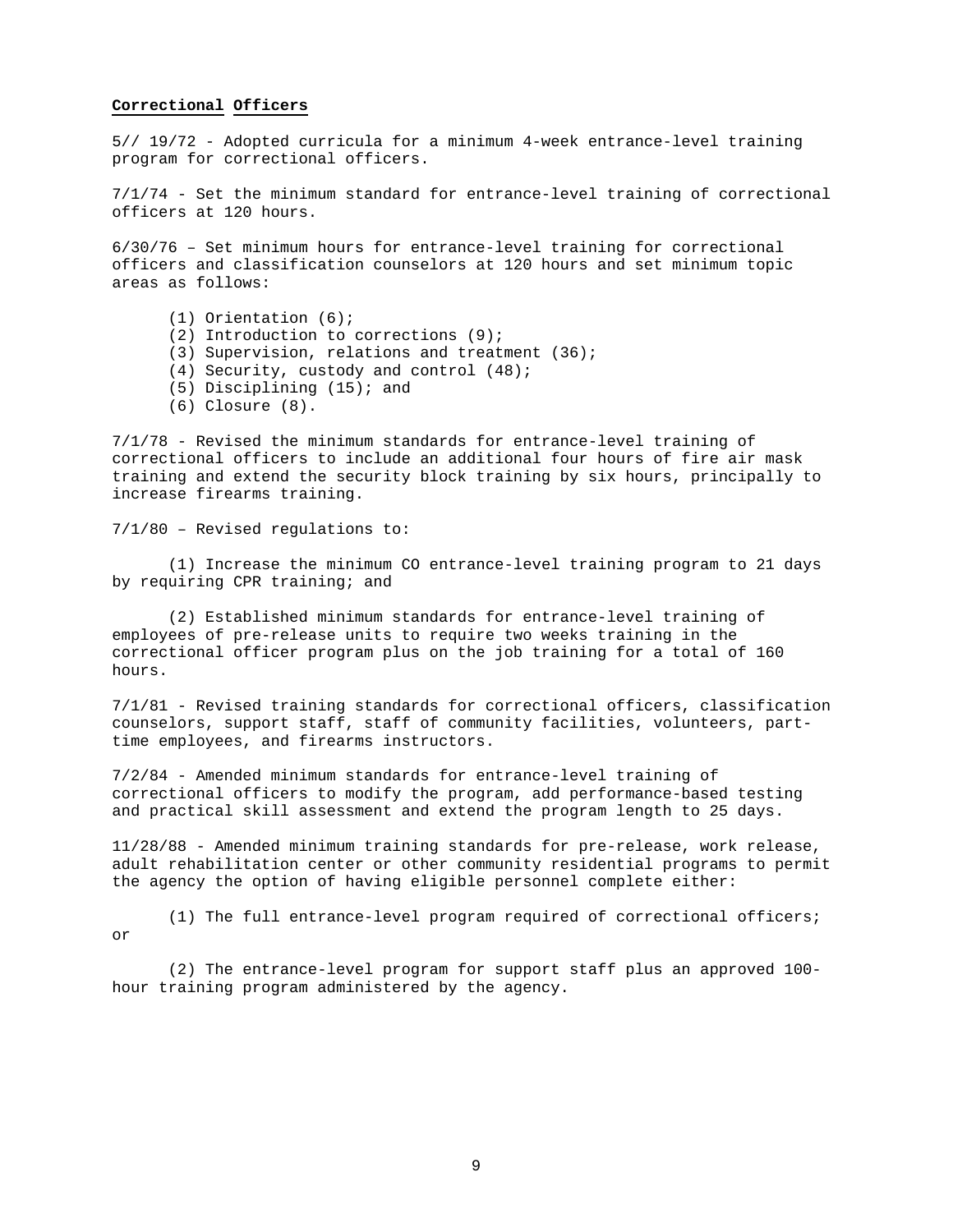**Correctional Officers**

5// 19/72 - Adopted curricula for a minimum 4-week entrance-level training program for correctional officers.

7/1/74 - Set the minimum standard for entrance-level training of correctional officers at 120 hours.

6/30/76 – Set minimum hours for entrance-level training for correctional officers and classification counselors at 120 hours and set minimum topic areas as follows:

(1) Orientation (6);
(2) Introduction to corrections (9);
(3) Supervision, relations and treatment (36);
(4) Security, custody and control (48);
(5) Disciplining (15); and
(6) Closure (8).

7/1/78 - Revised the minimum standards for entrance-level training of correctional officers to include an additional four hours of fire air mask training and extend the security block training by six hours, principally to increase firearms training.

7/1/80 – Revised regulations to:

(1) Increase the minimum CO entrance-level training program to 21 days by requiring CPR training; and

(2) Established minimum standards for entrance-level training of employees of pre-release units to require two weeks training in the correctional officer program plus on the job training for a total of 160 hours.

7/1/81 - Revised training standards for correctional officers, classification counselors, support staff, staff of community facilities, volunteers, part-time employees, and firearms instructors.

7/2/84 - Amended minimum standards for entrance-level training of correctional officers to modify the program, add performance-based testing and practical skill assessment and extend the program length to 25 days.

11/28/88 - Amended minimum training standards for pre-release, work release, adult rehabilitation center or other community residential programs to permit the agency the option of having eligible personnel complete either:

(1) The full entrance-level program required of correctional officers; or

(2) The entrance-level program for support staff plus an approved 100-hour training program administered by the agency.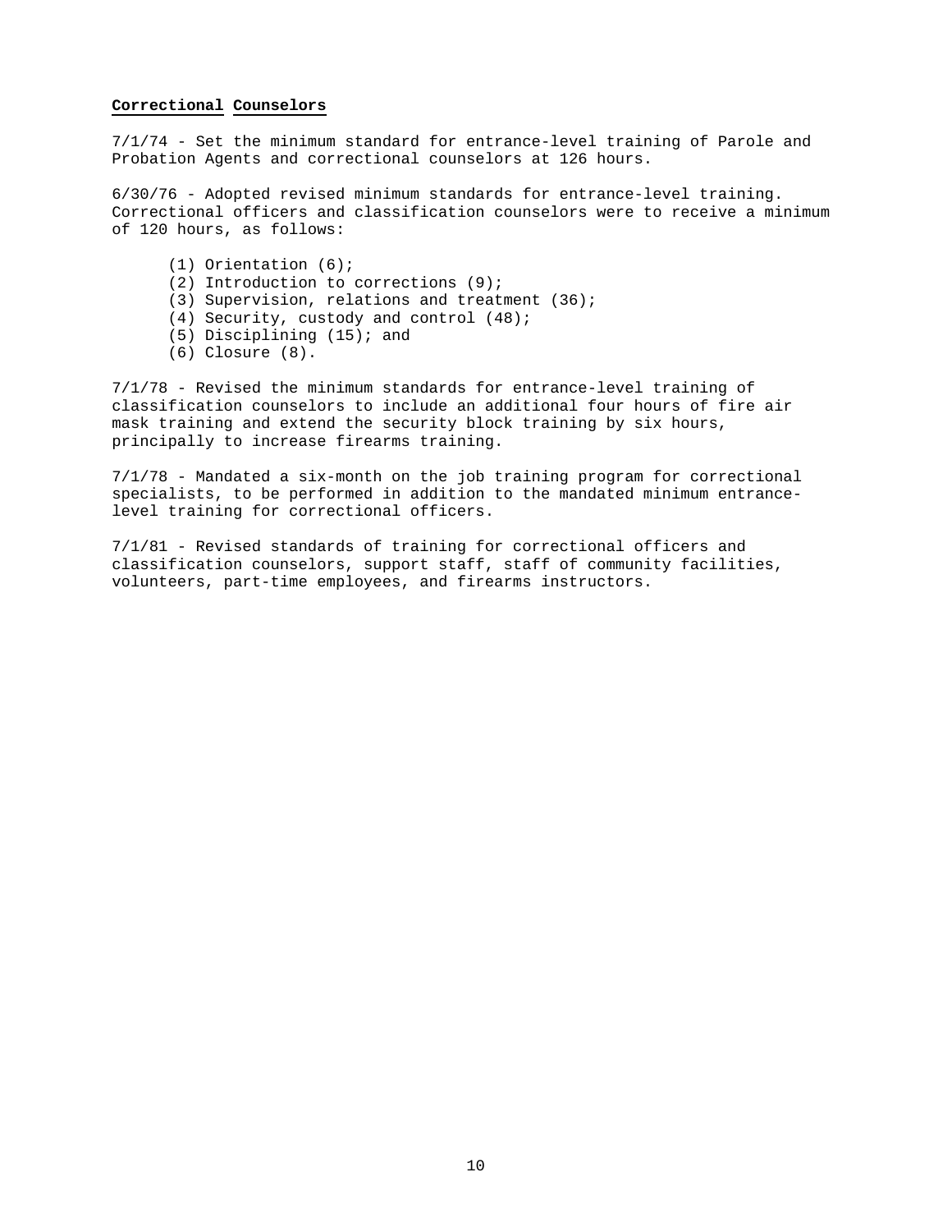**Correctional Counselors**

7/1/74 - Set the minimum standard for entrance-level training of Parole and Probation Agents and correctional counselors at 126 hours.

6/30/76 - Adopted revised minimum standards for entrance-level training. Correctional officers and classification counselors were to receive a minimum of 120 hours, as follows:

(1) Orientation (6);
(2) Introduction to corrections (9);
(3) Supervision, relations and treatment (36);
(4) Security, custody and control (48);
(5) Disciplining (15); and
(6) Closure (8).

7/1/78 - Revised the minimum standards for entrance-level training of classification counselors to include an additional four hours of fire air mask training and extend the security block training by six hours, principally to increase firearms training.

7/1/78 - Mandated a six-month on the job training program for correctional specialists, to be performed in addition to the mandated minimum entrance-level training for correctional officers.

7/1/81 - Revised standards of training for correctional officers and classification counselors, support staff, staff of community facilities, volunteers, part-time employees, and firearms instructors.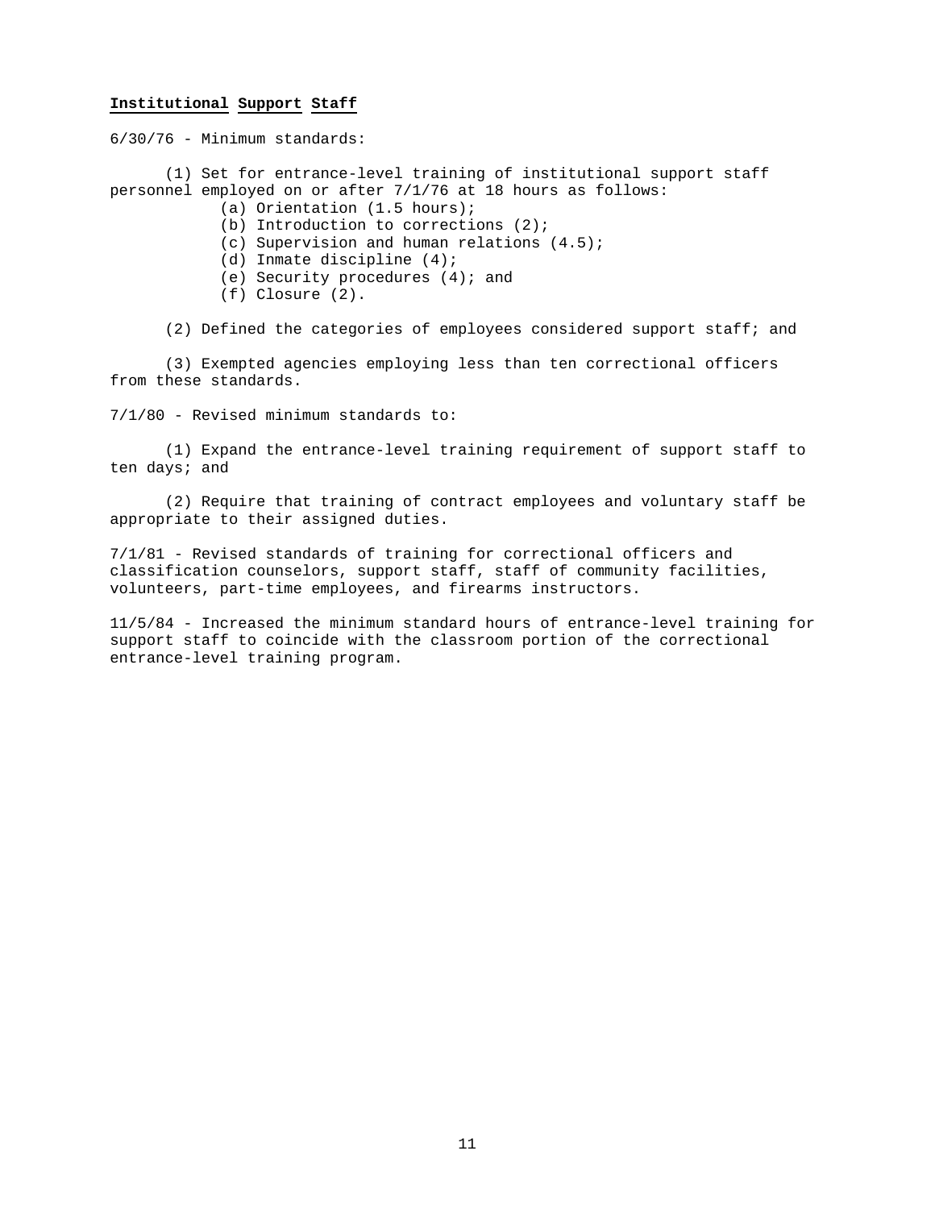**Institutional Support Staff**

6/30/76 - Minimum standards:

(1) Set for entrance-level training of institutional support staff personnel employed on or after 7/1/76 at 18 hours as follows:

(a) Orientation (1.5 hours);
(b) Introduction to corrections (2);
(c) Supervision and human relations (4.5);
(d) Inmate discipline (4);
(e) Security procedures (4); and
(f) Closure (2).

(2) Defined the categories of employees considered support staff; and

(3) Exempted agencies employing less than ten correctional officers from these standards.

7/1/80 - Revised minimum standards to:

(1) Expand the entrance-level training requirement of support staff to ten days; and

(2) Require that training of contract employees and voluntary staff be appropriate to their assigned duties.

7/1/81 - Revised standards of training for correctional officers and classification counselors, support staff, staff of community facilities, volunteers, part-time employees, and firearms instructors.

11/5/84 - Increased the minimum standard hours of entrance-level training for support staff to coincide with the classroom portion of the correctional entrance-level training program.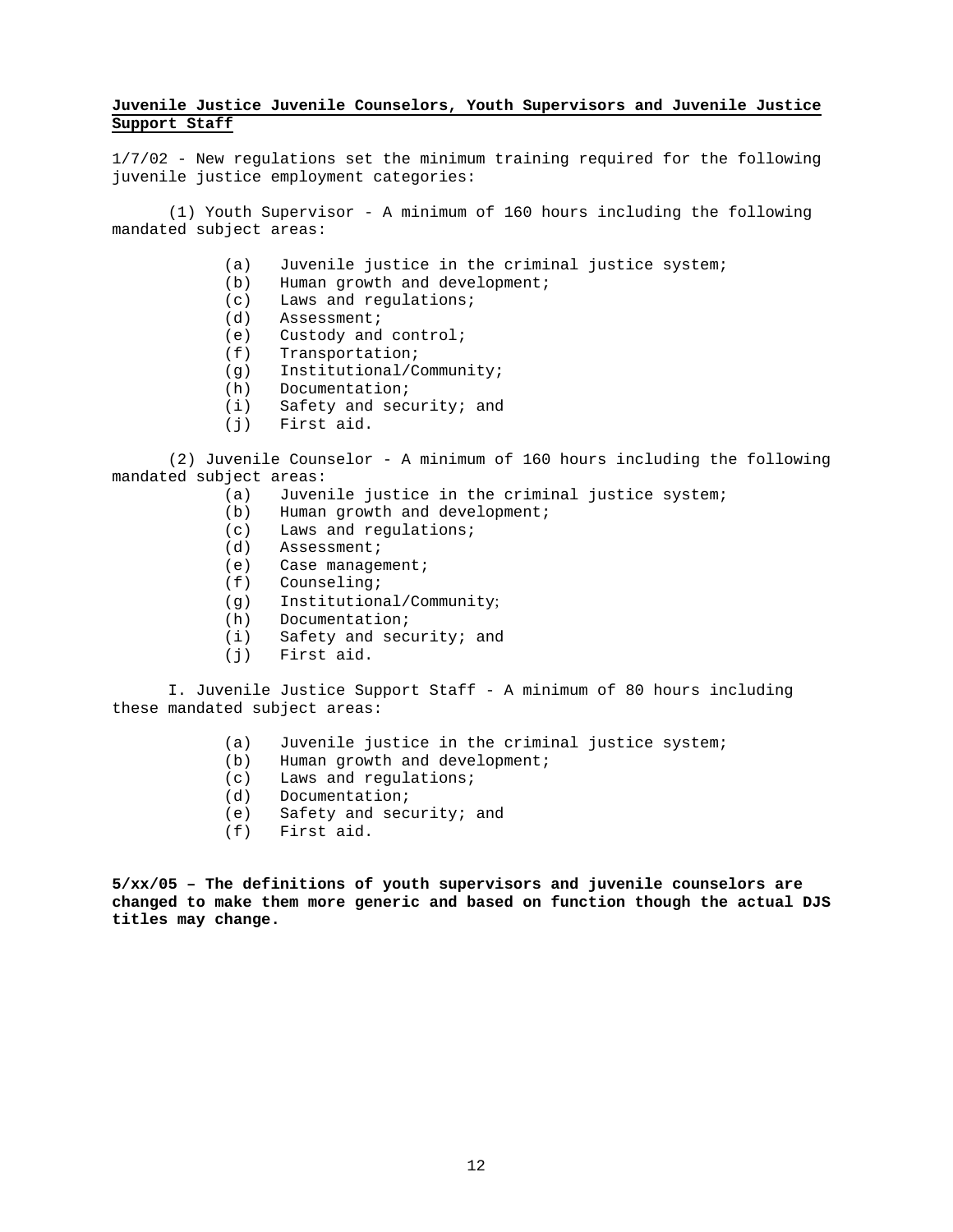**<u>Juvenile Justice Juvenile Counselors, Youth Supervisors and Juvenile Justice Support Staff</u>**

1/7/02 - New regulations set the minimum training required for the following juvenile justice employment categories:

(1) Youth Supervisor - A minimum of 160 hours including the following mandated subject areas:

- (a) Juvenile justice in the criminal justice system;
- (b) Human growth and development;
- (c) Laws and regulations;
- (d) Assessment;
- (e) Custody and control;
- (f) Transportation;
- (g) Institutional/Community;
- (h) Documentation;
- (i) Safety and security; and
- (j) First aid.

(2) Juvenile Counselor - A minimum of 160 hours including the following mandated subject areas:

- (a) Juvenile justice in the criminal justice system;
- (b) Human growth and development;
- (c) Laws and regulations;
- (d) Assessment;
- (e) Case management;
- (f) Counseling;
- (g) Institutional/Community;
- (h) Documentation;
- (i) Safety and security; and
- (j) First aid.

I. Juvenile Justice Support Staff - A minimum of 80 hours including these mandated subject areas:

- (a) Juvenile justice in the criminal justice system;
- (b) Human growth and development;
- (c) Laws and regulations;
- (d) Documentation;
- (e) Safety and security; and
- (f) First aid.

**5/xx/05 – The definitions of youth supervisors and juvenile counselors are changed to make them more generic and based on function though the actual DJS titles may change.**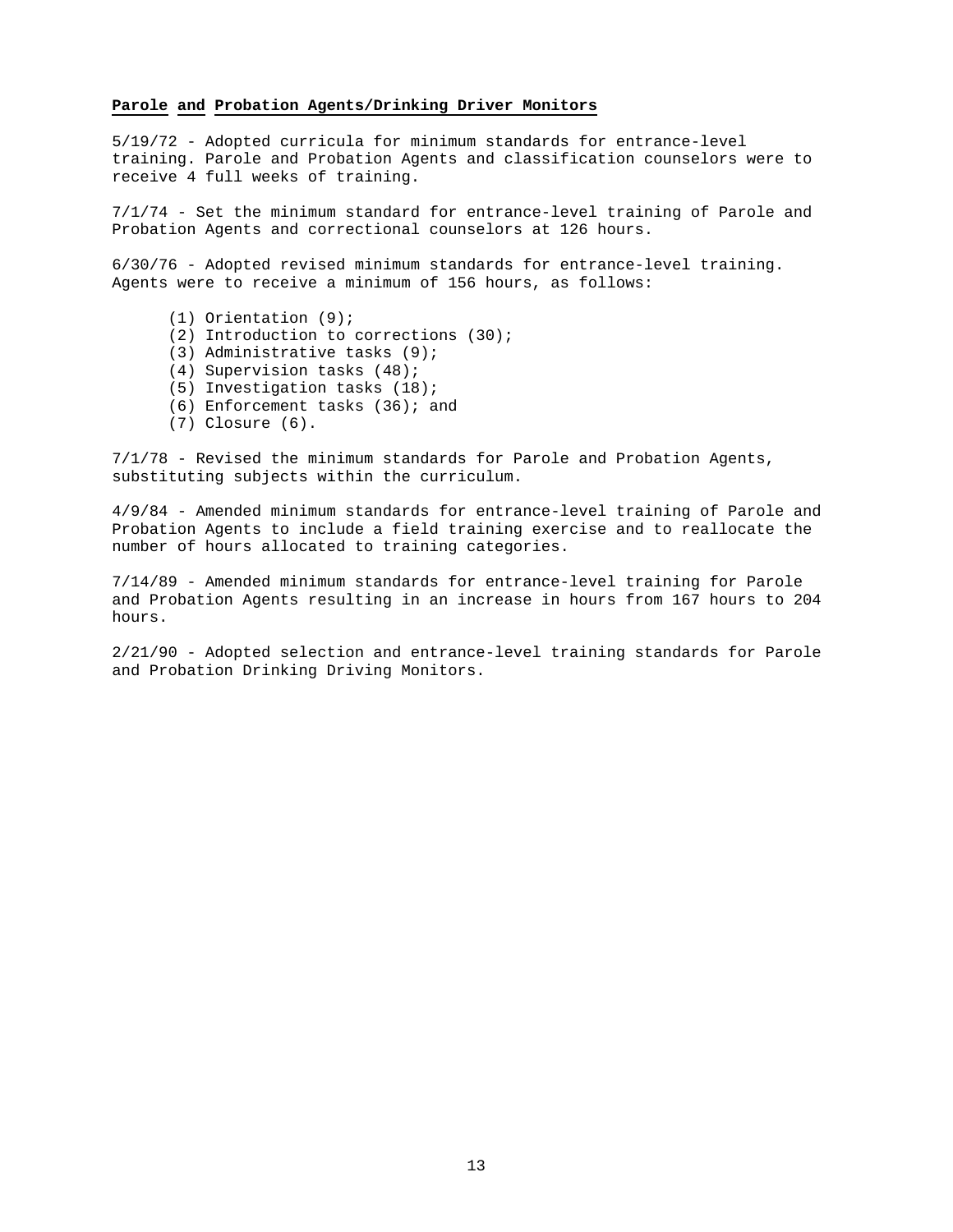**Parole and Probation Agents/Drinking Driver Monitors**

5/19/72 - Adopted curricula for minimum standards for entrance-level training. Parole and Probation Agents and classification counselors were to receive 4 full weeks of training.

7/1/74 - Set the minimum standard for entrance-level training of Parole and Probation Agents and correctional counselors at 126 hours.

6/30/76 - Adopted revised minimum standards for entrance-level training. Agents were to receive a minimum of 156 hours, as follows:

(1) Orientation (9);
(2) Introduction to corrections (30);
(3) Administrative tasks (9);
(4) Supervision tasks (48);
(5) Investigation tasks (18);
(6) Enforcement tasks (36); and
(7) Closure (6).

7/1/78 - Revised the minimum standards for Parole and Probation Agents, substituting subjects within the curriculum.

4/9/84 - Amended minimum standards for entrance-level training of Parole and Probation Agents to include a field training exercise and to reallocate the number of hours allocated to training categories.

7/14/89 - Amended minimum standards for entrance-level training for Parole and Probation Agents resulting in an increase in hours from 167 hours to 204 hours.

2/21/90 - Adopted selection and entrance-level training standards for Parole and Probation Drinking Driving Monitors.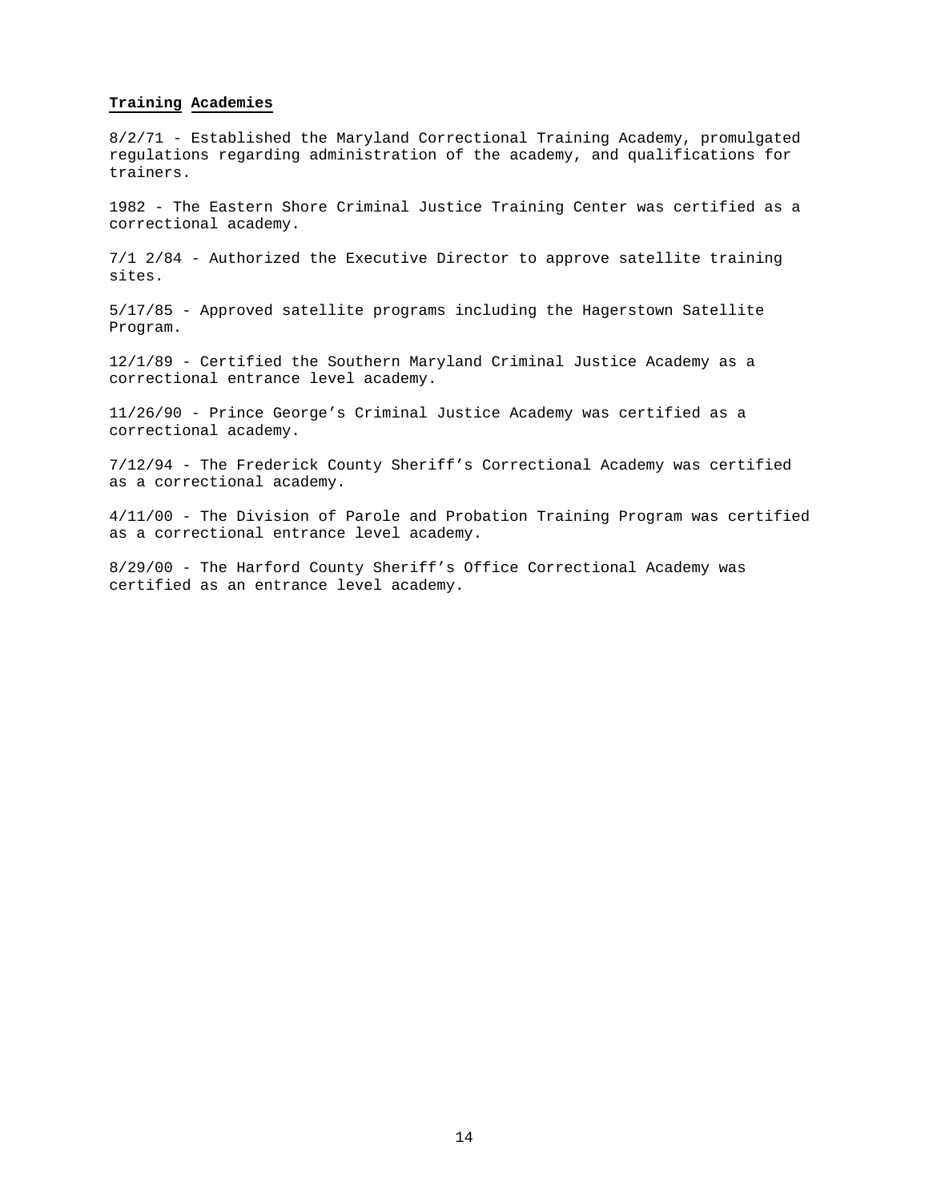**Training Academies**

8/2/71 - Established the Maryland Correctional Training Academy, promulgated regulations regarding administration of the academy, and qualifications for trainers.

1982 - The Eastern Shore Criminal Justice Training Center was certified as a correctional academy.

7/1 2/84 - Authorized the Executive Director to approve satellite training sites.

5/17/85 - Approved satellite programs including the Hagerstown Satellite Program.

12/1/89 - Certified the Southern Maryland Criminal Justice Academy as a correctional entrance level academy.

11/26/90 - Prince George’s Criminal Justice Academy was certified as a correctional academy.

7/12/94 - The Frederick County Sheriff’s Correctional Academy was certified as a correctional academy.

4/11/00 - The Division of Parole and Probation Training Program was certified as a correctional entrance level academy.

8/29/00 - The Harford County Sheriff’s Office Correctional Academy was certified as an entrance level academy.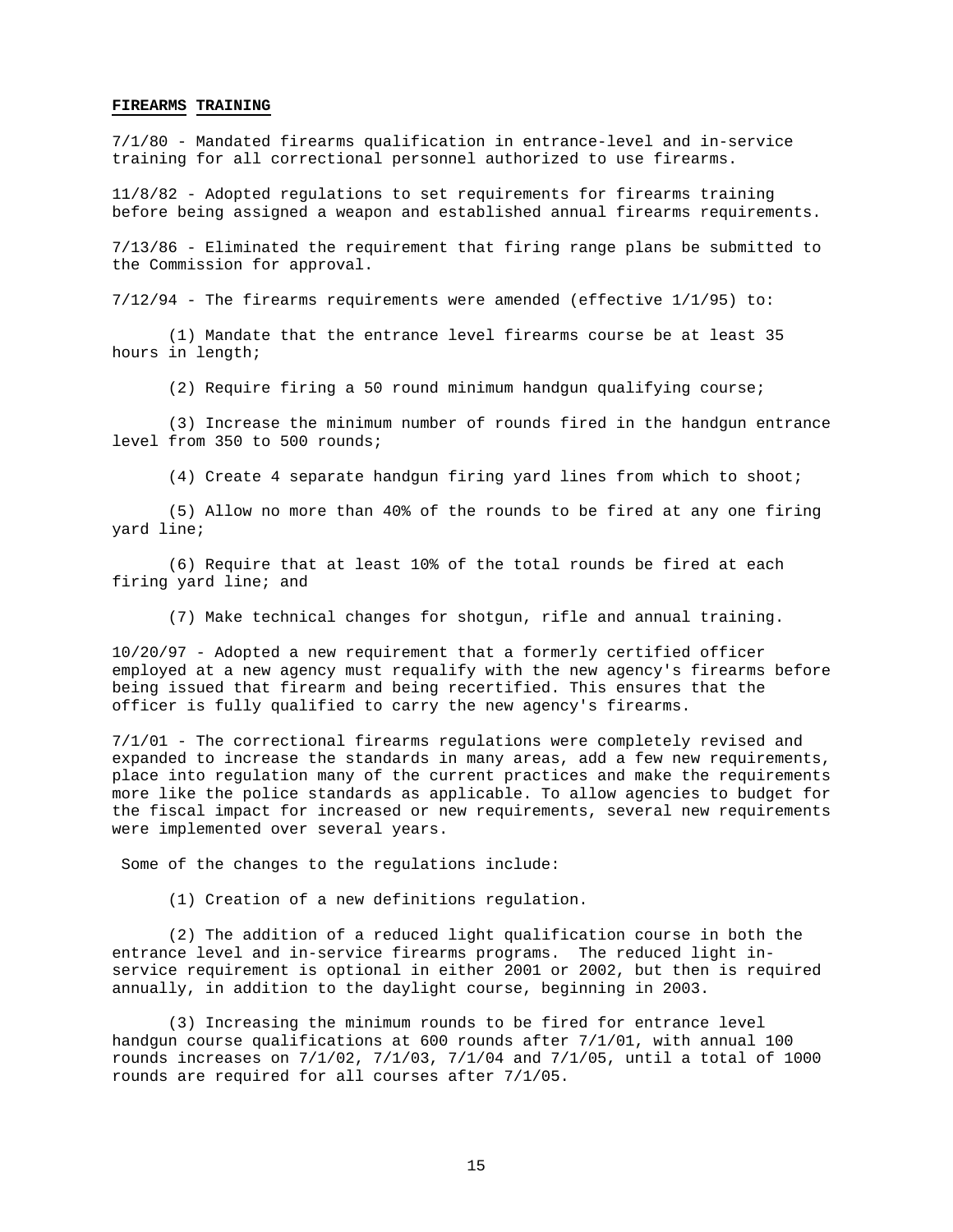**FIREARMS TRAINING**

7/1/80 - Mandated firearms qualification in entrance-level and in-service training for all correctional personnel authorized to use firearms.

11/8/82 - Adopted regulations to set requirements for firearms training before being assigned a weapon and established annual firearms requirements.

7/13/86 - Eliminated the requirement that firing range plans be submitted to the Commission for approval.

7/12/94 - The firearms requirements were amended (effective 1/1/95) to:

(1) Mandate that the entrance level firearms course be at least 35 hours in length;

(2) Require firing a 50 round minimum handgun qualifying course;

(3) Increase the minimum number of rounds fired in the handgun entrance level from 350 to 500 rounds;

(4) Create 4 separate handgun firing yard lines from which to shoot;

(5) Allow no more than 40% of the rounds to be fired at any one firing yard line;

(6) Require that at least 10% of the total rounds be fired at each firing yard line; and

(7) Make technical changes for shotgun, rifle and annual training.

10/20/97 - Adopted a new requirement that a formerly certified officer employed at a new agency must requalify with the new agency's firearms before being issued that firearm and being recertified. This ensures that the officer is fully qualified to carry the new agency's firearms.

7/1/01 - The correctional firearms regulations were completely revised and expanded to increase the standards in many areas, add a few new requirements, place into regulation many of the current practices and make the requirements more like the police standards as applicable. To allow agencies to budget for the fiscal impact for increased or new requirements, several new requirements were implemented over several years.

Some of the changes to the regulations include:

(1) Creation of a new definitions regulation.

(2) The addition of a reduced light qualification course in both the entrance level and in-service firearms programs. The reduced light in-service requirement is optional in either 2001 or 2002, but then is required annually, in addition to the daylight course, beginning in 2003.

(3) Increasing the minimum rounds to be fired for entrance level handgun course qualifications at 600 rounds after 7/1/01, with annual 100 rounds increases on 7/1/02, 7/1/03, 7/1/04 and 7/1/05, until a total of 1000 rounds are required for all courses after 7/1/05.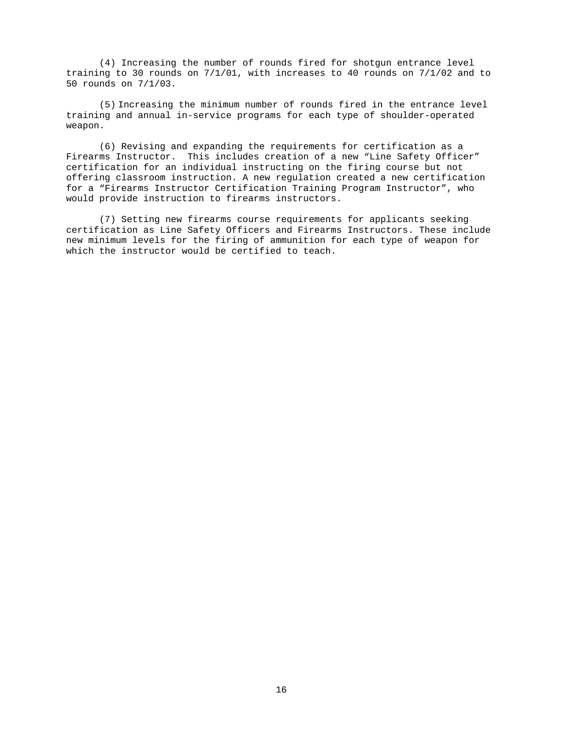(4) Increasing the number of rounds fired for shotgun entrance level training to 30 rounds on 7/1/01, with increases to 40 rounds on 7/1/02 and to 50 rounds on 7/1/03.

(5) Increasing the minimum number of rounds fired in the entrance level training and annual in-service programs for each type of shoulder-operated weapon.

(6) Revising and expanding the requirements for certification as a Firearms Instructor. This includes creation of a new "Line Safety Officer" certification for an individual instructing on the firing course but not offering classroom instruction. A new regulation created a new certification for a "Firearms Instructor Certification Training Program Instructor", who would provide instruction to firearms instructors.

(7) Setting new firearms course requirements for applicants seeking certification as Line Safety Officers and Firearms Instructors. These include new minimum levels for the firing of ammunition for each type of weapon for which the instructor would be certified to teach.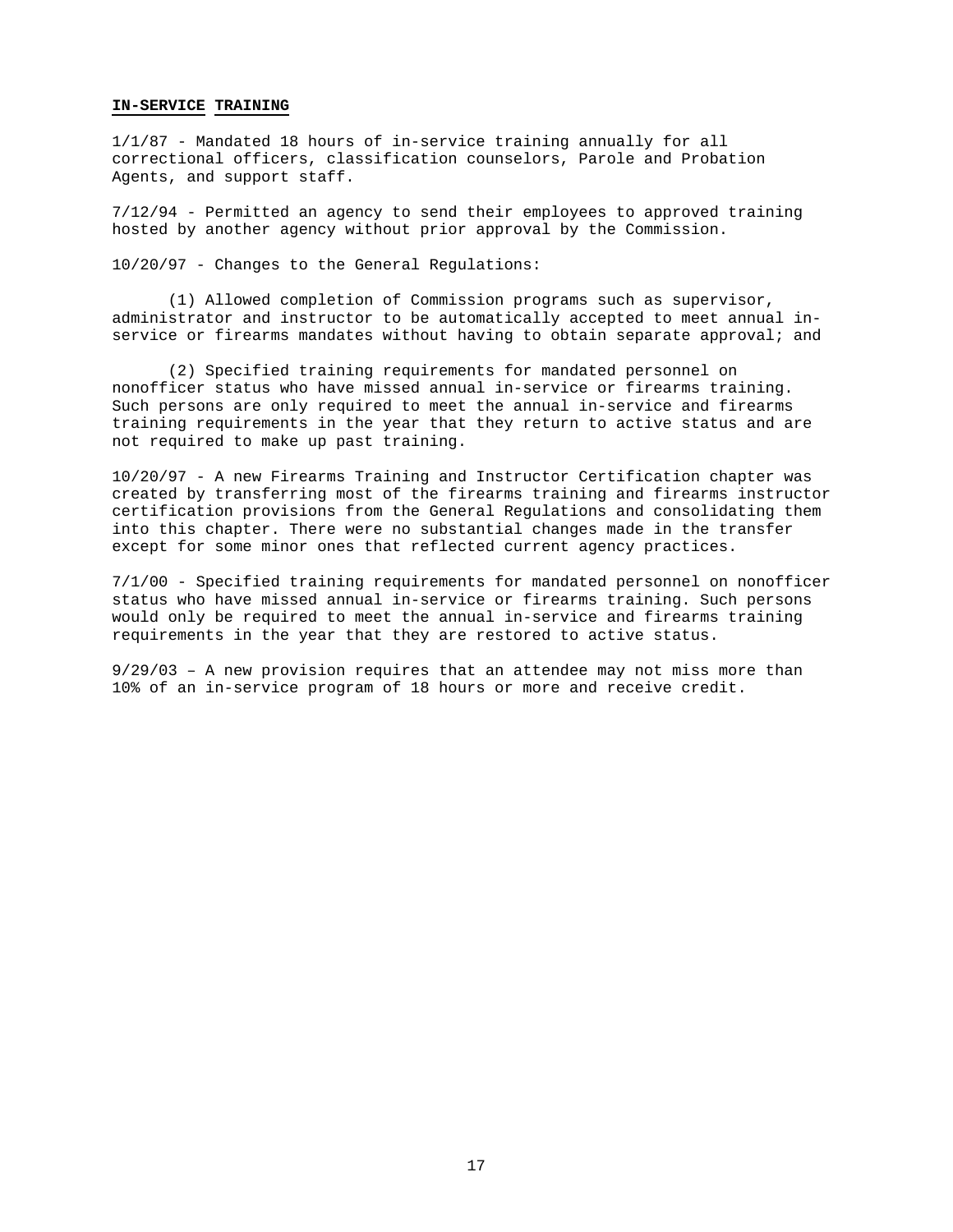## IN-SERVICE TRAINING

1/1/87 - Mandated 18 hours of in-service training annually for all correctional officers, classification counselors, Parole and Probation Agents, and support staff.

7/12/94 - Permitted an agency to send their employees to approved training hosted by another agency without prior approval by the Commission.

10/20/97 - Changes to the General Regulations:

(1) Allowed completion of Commission programs such as supervisor, administrator and instructor to be automatically accepted to meet annual in-service or firearms mandates without having to obtain separate approval; and

(2) Specified training requirements for mandated personnel on nonofficer status who have missed annual in-service or firearms training. Such persons are only required to meet the annual in-service and firearms training requirements in the year that they return to active status and are not required to make up past training.

10/20/97 - A new Firearms Training and Instructor Certification chapter was created by transferring most of the firearms training and firearms instructor certification provisions from the General Regulations and consolidating them into this chapter. There were no substantial changes made in the transfer except for some minor ones that reflected current agency practices.

7/1/00 - Specified training requirements for mandated personnel on nonofficer status who have missed annual in-service or firearms training. Such persons would only be required to meet the annual in-service and firearms training requirements in the year that they are restored to active status.

9/29/03 – A new provision requires that an attendee may not miss more than 10% of an in-service program of 18 hours or more and receive credit.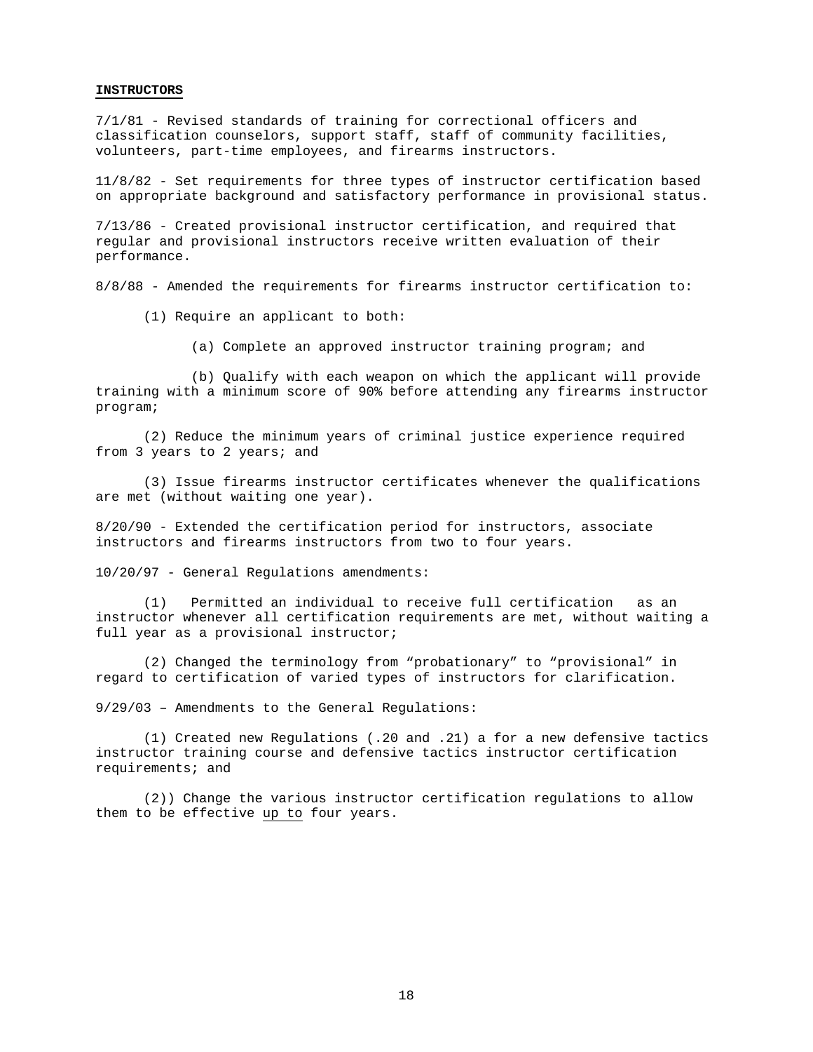**INSTRUCTORS**

7/1/81 - Revised standards of training for correctional officers and classification counselors, support staff, staff of community facilities, volunteers, part-time employees, and firearms instructors.

11/8/82 - Set requirements for three types of instructor certification based on appropriate background and satisfactory performance in provisional status.

7/13/86 - Created provisional instructor certification, and required that regular and provisional instructors receive written evaluation of their performance.

8/8/88 - Amended the requirements for firearms instructor certification to:

(1) Require an applicant to both:

(a) Complete an approved instructor training program; and

(b) Qualify with each weapon on which the applicant will provide training with a minimum score of 90% before attending any firearms instructor program;

(2) Reduce the minimum years of criminal justice experience required from 3 years to 2 years; and

(3) Issue firearms instructor certificates whenever the qualifications are met (without waiting one year).

8/20/90 - Extended the certification period for instructors, associate instructors and firearms instructors from two to four years.

10/20/97 - General Regulations amendments:

(1) Permitted an individual to receive full certification as an instructor whenever all certification requirements are met, without waiting a full year as a provisional instructor;

(2) Changed the terminology from “probationary” to “provisional” in regard to certification of varied types of instructors for clarification.

9/29/03 – Amendments to the General Regulations:

(1) Created new Regulations (.20 and .21) a for a new defensive tactics instructor training course and defensive tactics instructor certification requirements; and

(2)) Change the various instructor certification regulations to allow them to be effective <u>up to</u> four years.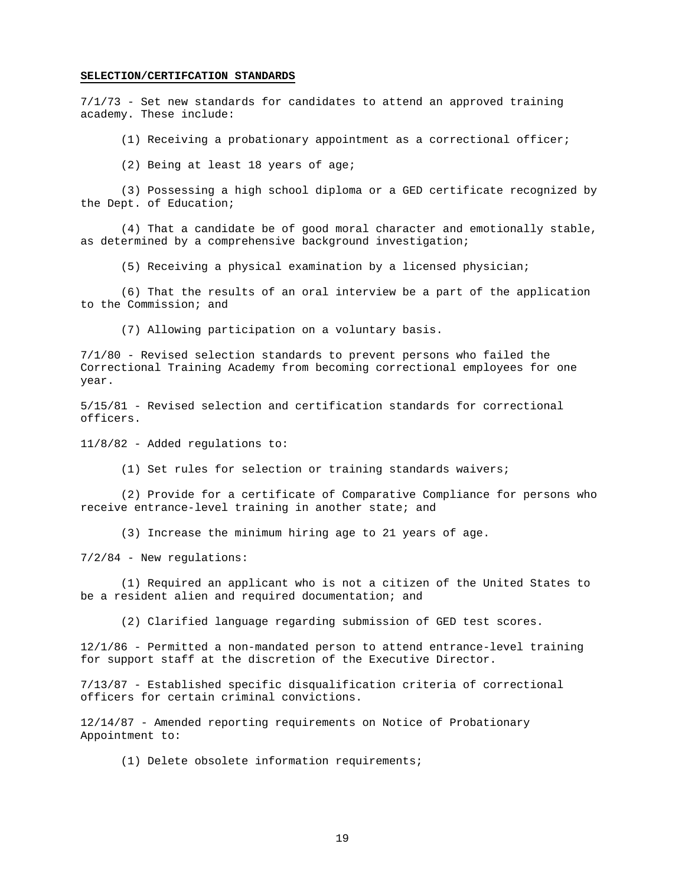**SELECTION/CERTIFCATION STANDARDS**

7/1/73 - Set new standards for candidates to attend an approved training academy. These include:

(1) Receiving a probationary appointment as a correctional officer;

(2) Being at least 18 years of age;

(3) Possessing a high school diploma or a GED certificate recognized by the Dept. of Education;

(4) That a candidate be of good moral character and emotionally stable, as determined by a comprehensive background investigation;

(5) Receiving a physical examination by a licensed physician;

(6) That the results of an oral interview be a part of the application to the Commission; and

(7) Allowing participation on a voluntary basis.

7/1/80 - Revised selection standards to prevent persons who failed the Correctional Training Academy from becoming correctional employees for one year.

5/15/81 - Revised selection and certification standards for correctional officers.

11/8/82 - Added regulations to:

(1) Set rules for selection or training standards waivers;

(2) Provide for a certificate of Comparative Compliance for persons who receive entrance-level training in another state; and

(3) Increase the minimum hiring age to 21 years of age.

7/2/84 - New regulations:

(1) Required an applicant who is not a citizen of the United States to be a resident alien and required documentation; and

(2) Clarified language regarding submission of GED test scores.

12/1/86 - Permitted a non-mandated person to attend entrance-level training for support staff at the discretion of the Executive Director.

7/13/87 - Established specific disqualification criteria of correctional officers for certain criminal convictions.

12/14/87 - Amended reporting requirements on Notice of Probationary Appointment to:

(1) Delete obsolete information requirements;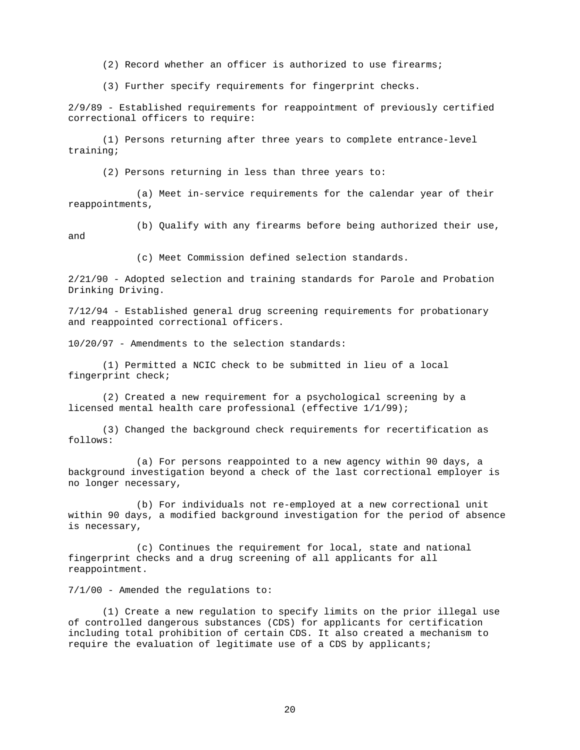(2) Record whether an officer is authorized to use firearms;

(3) Further specify requirements for fingerprint checks.

2/9/89 - Established requirements for reappointment of previously certified correctional officers to require:

(1) Persons returning after three years to complete entrance-level training;

(2) Persons returning in less than three years to:

(a) Meet in-service requirements for the calendar year of their reappointments,

(b) Qualify with any firearms before being authorized their use, and

(c) Meet Commission defined selection standards.

2/21/90 - Adopted selection and training standards for Parole and Probation Drinking Driving.

7/12/94 - Established general drug screening requirements for probationary and reappointed correctional officers.

10/20/97 - Amendments to the selection standards:

(1) Permitted a NCIC check to be submitted in lieu of a local fingerprint check;

(2) Created a new requirement for a psychological screening by a licensed mental health care professional (effective 1/1/99);

(3) Changed the background check requirements for recertification as follows:

(a) For persons reappointed to a new agency within 90 days, a background investigation beyond a check of the last correctional employer is no longer necessary,

(b) For individuals not re-employed at a new correctional unit within 90 days, a modified background investigation for the period of absence is necessary,

(c) Continues the requirement for local, state and national fingerprint checks and a drug screening of all applicants for all reappointment.

7/1/00 - Amended the regulations to:

(1) Create a new regulation to specify limits on the prior illegal use of controlled dangerous substances (CDS) for applicants for certification including total prohibition of certain CDS. It also created a mechanism to require the evaluation of legitimate use of a CDS by applicants;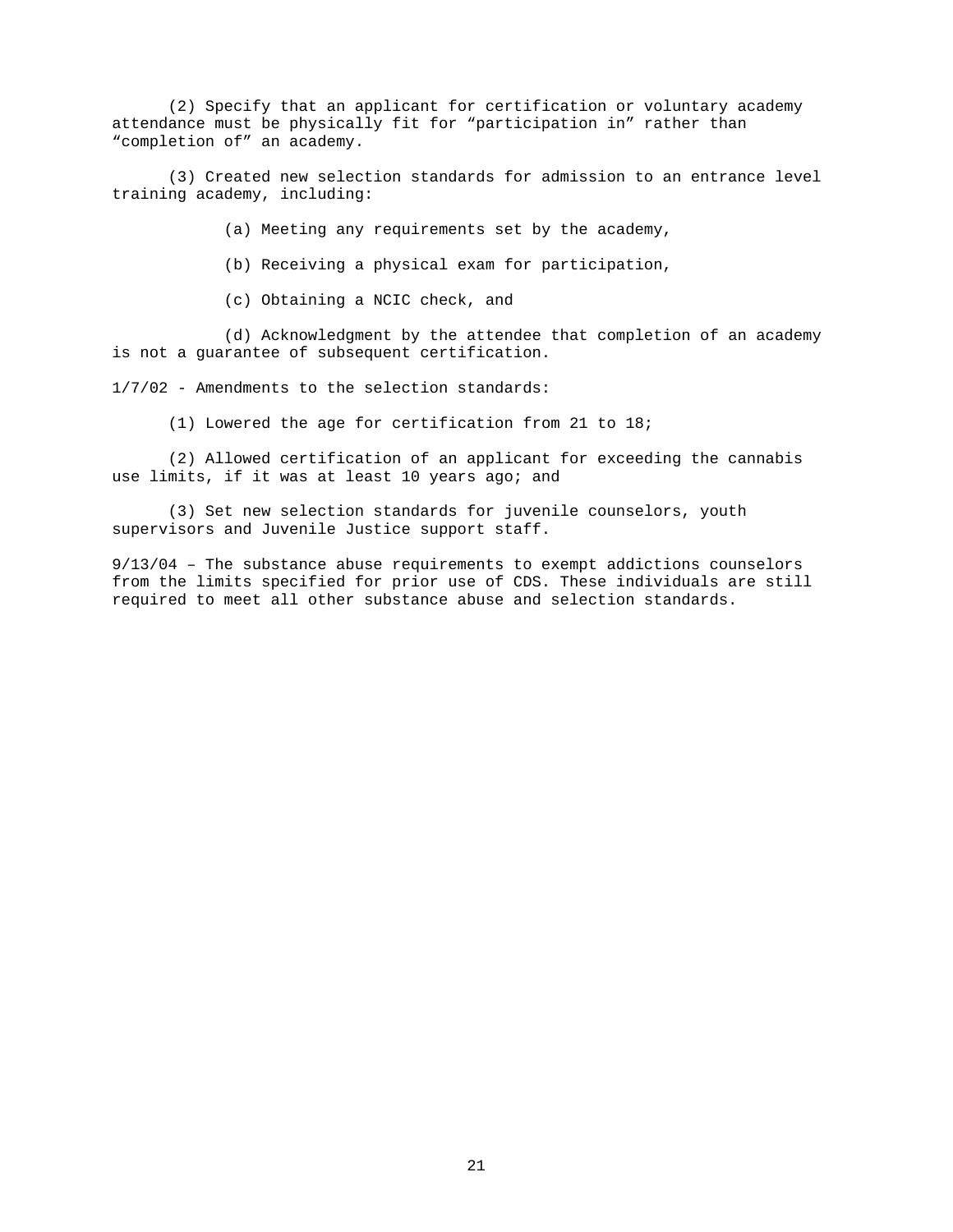(2) Specify that an applicant for certification or voluntary academy attendance must be physically fit for “participation in” rather than “completion of” an academy.

(3) Created new selection standards for admission to an entrance level training academy, including:

(a) Meeting any requirements set by the academy,

(b) Receiving a physical exam for participation,

(c) Obtaining a NCIC check, and

(d) Acknowledgment by the attendee that completion of an academy is not a guarantee of subsequent certification.

1/7/02 - Amendments to the selection standards:

(1) Lowered the age for certification from 21 to 18;

(2) Allowed certification of an applicant for exceeding the cannabis use limits, if it was at least 10 years ago; and

(3) Set new selection standards for juvenile counselors, youth supervisors and Juvenile Justice support staff.

9/13/04 – The substance abuse requirements to exempt addictions counselors from the limits specified for prior use of CDS. These individuals are still required to meet all other substance abuse and selection standards.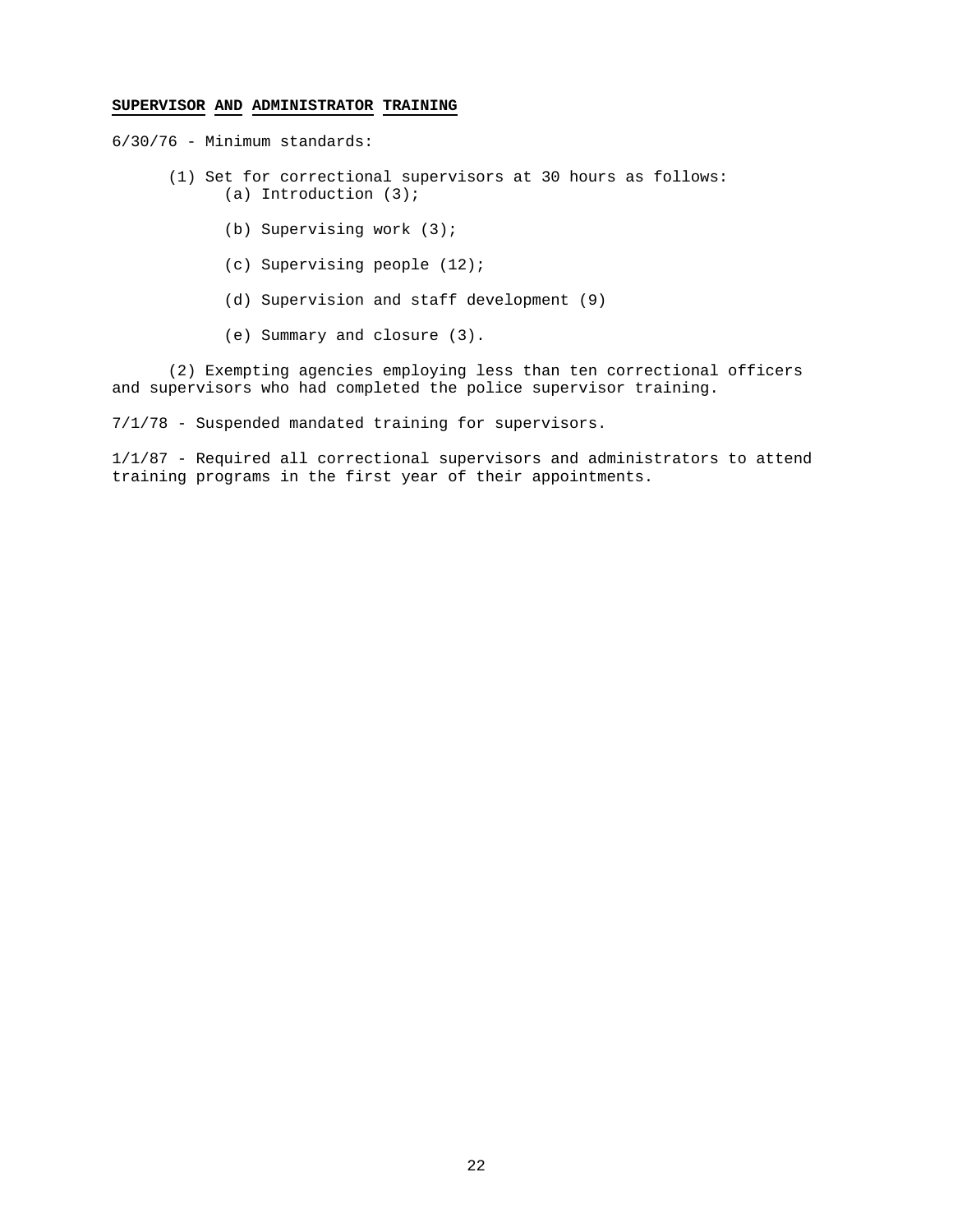**SUPERVISOR AND ADMINISTRATOR TRAINING**

6/30/76 - Minimum standards:

(1) Set for correctional supervisors at 30 hours as follows:

(a) Introduction (3);

(b) Supervising work (3);

(c) Supervising people (12);

(d) Supervision and staff development (9)

(e) Summary and closure (3).

(2) Exempting agencies employing less than ten correctional officers and supervisors who had completed the police supervisor training.

7/1/78 - Suspended mandated training for supervisors.

1/1/87 - Required all correctional supervisors and administrators to attend training programs in the first year of their appointments.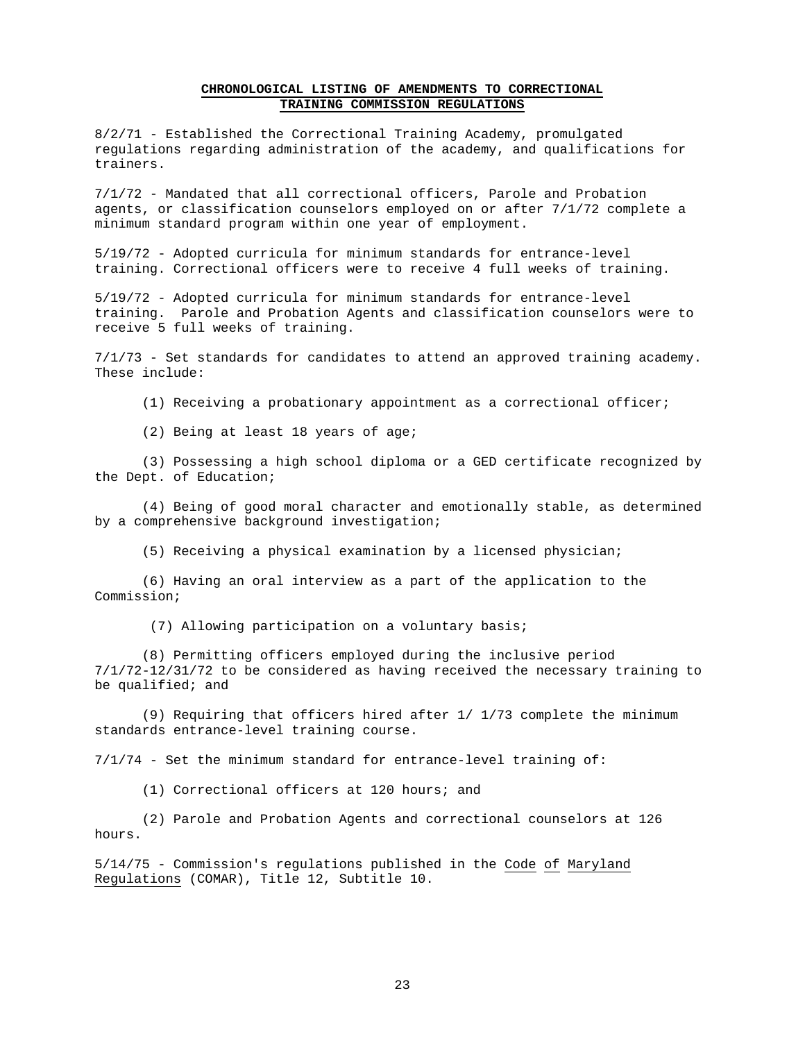**CHRONOLOGICAL LISTING OF AMENDMENTS TO CORRECTIONAL TRAINING COMMISSION REGULATIONS**

8/2/71 - Established the Correctional Training Academy, promulgated regulations regarding administration of the academy, and qualifications for trainers.

7/1/72 - Mandated that all correctional officers, Parole and Probation agents, or classification counselors employed on or after 7/1/72 complete a minimum standard program within one year of employment.

5/19/72 - Adopted curricula for minimum standards for entrance-level training. Correctional officers were to receive 4 full weeks of training.

5/19/72 - Adopted curricula for minimum standards for entrance-level training. Parole and Probation Agents and classification counselors were to receive 5 full weeks of training.

7/1/73 - Set standards for candidates to attend an approved training academy. These include:

(1) Receiving a probationary appointment as a correctional officer;

(2) Being at least 18 years of age;

(3) Possessing a high school diploma or a GED certificate recognized by the Dept. of Education;

(4) Being of good moral character and emotionally stable, as determined by a comprehensive background investigation;

(5) Receiving a physical examination by a licensed physician;

(6) Having an oral interview as a part of the application to the Commission;

(7) Allowing participation on a voluntary basis;

(8) Permitting officers employed during the inclusive period 7/1/72-12/31/72 to be considered as having received the necessary training to be qualified; and

(9) Requiring that officers hired after 1/ 1/73 complete the minimum standards entrance-level training course.

7/1/74 - Set the minimum standard for entrance-level training of:

(1) Correctional officers at 120 hours; and

(2) Parole and Probation Agents and correctional counselors at 126 hours.

5/14/75 - Commission's regulations published in the Code of Maryland Regulations (COMAR), Title 12, Subtitle 10.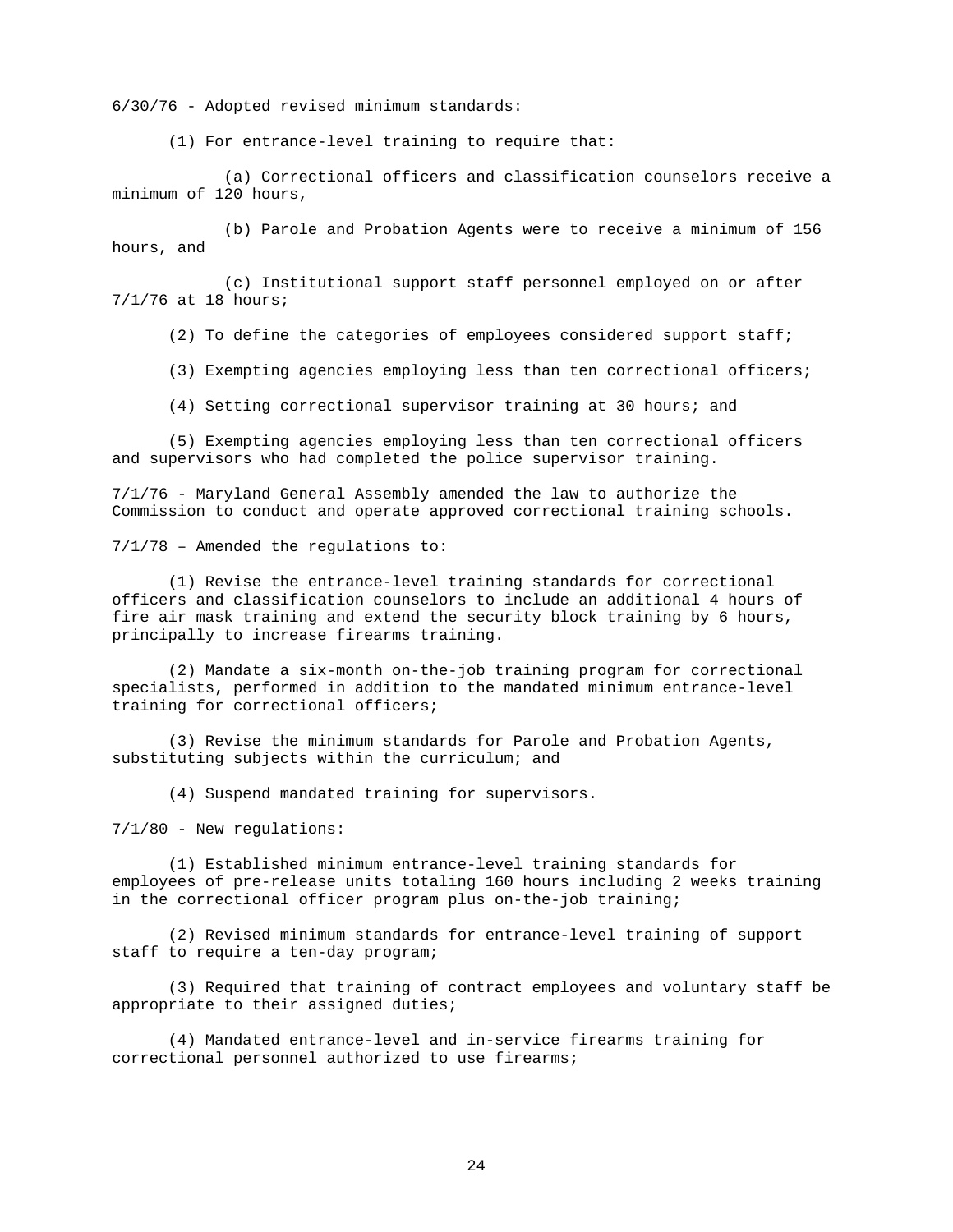6/30/76 - Adopted revised minimum standards:

(1) For entrance-level training to require that:

(a) Correctional officers and classification counselors receive a minimum of 120 hours,

(b) Parole and Probation Agents were to receive a minimum of 156 hours, and

(c) Institutional support staff personnel employed on or after 7/1/76 at 18 hours;

(2) To define the categories of employees considered support staff;

(3) Exempting agencies employing less than ten correctional officers;

(4) Setting correctional supervisor training at 30 hours; and

(5) Exempting agencies employing less than ten correctional officers and supervisors who had completed the police supervisor training.

7/1/76 - Maryland General Assembly amended the law to authorize the Commission to conduct and operate approved correctional training schools.

7/1/78 – Amended the regulations to:

(1) Revise the entrance-level training standards for correctional officers and classification counselors to include an additional 4 hours of fire air mask training and extend the security block training by 6 hours, principally to increase firearms training.

(2) Mandate a six-month on-the-job training program for correctional specialists, performed in addition to the mandated minimum entrance-level training for correctional officers;

(3) Revise the minimum standards for Parole and Probation Agents, substituting subjects within the curriculum; and

(4) Suspend mandated training for supervisors.

7/1/80 - New regulations:

(1) Established minimum entrance-level training standards for employees of pre-release units totaling 160 hours including 2 weeks training in the correctional officer program plus on-the-job training;

(2) Revised minimum standards for entrance-level training of support staff to require a ten-day program;

(3) Required that training of contract employees and voluntary staff be appropriate to their assigned duties;

(4) Mandated entrance-level and in-service firearms training for correctional personnel authorized to use firearms;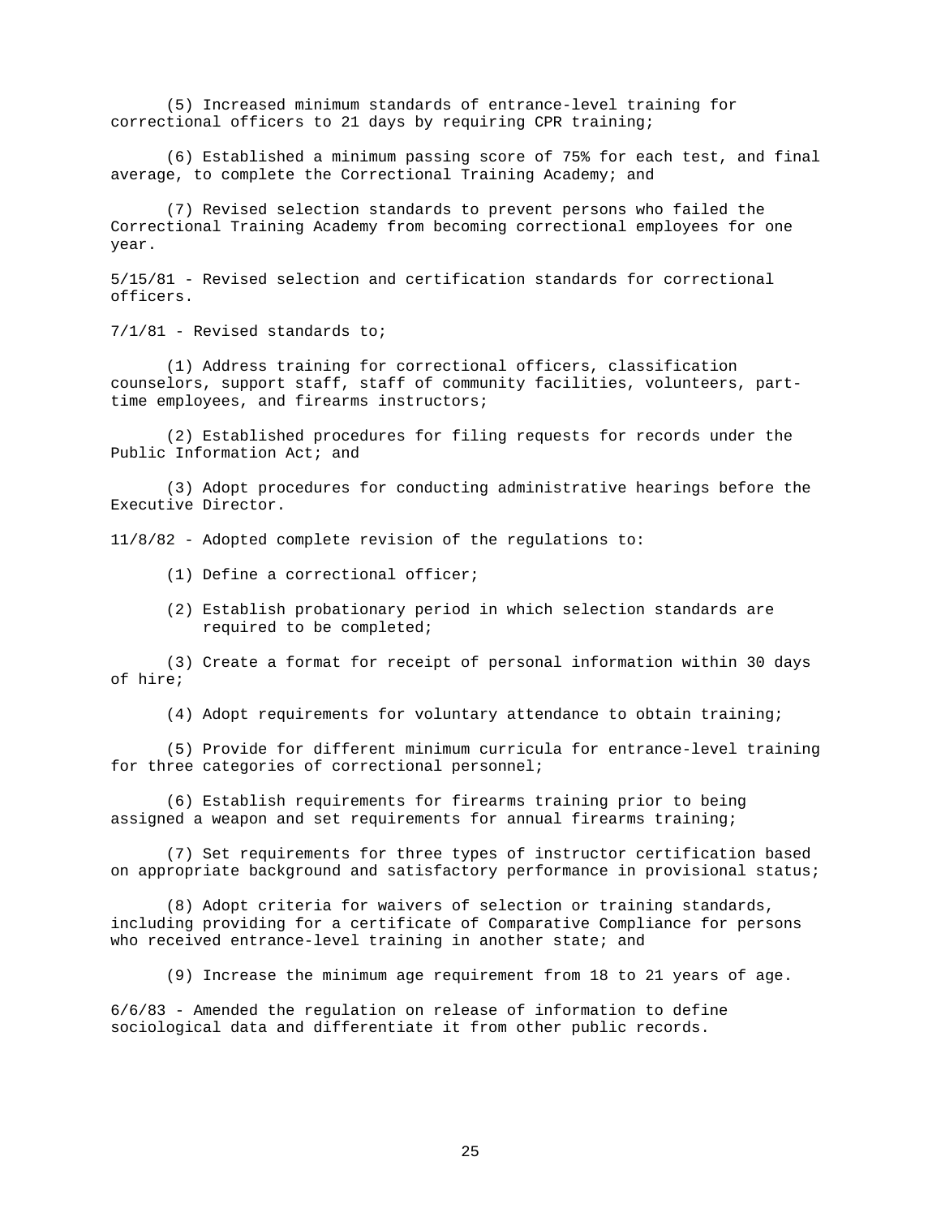(5) Increased minimum standards of entrance-level training for correctional officers to 21 days by requiring CPR training;

(6) Established a minimum passing score of 75% for each test, and final average, to complete the Correctional Training Academy; and

(7) Revised selection standards to prevent persons who failed the Correctional Training Academy from becoming correctional employees for one year.

5/15/81 - Revised selection and certification standards for correctional officers.

7/1/81 - Revised standards to;

(1) Address training for correctional officers, classification counselors, support staff, staff of community facilities, volunteers, part-time employees, and firearms instructors;

(2) Established procedures for filing requests for records under the Public Information Act; and

(3) Adopt procedures for conducting administrative hearings before the Executive Director.

11/8/82 - Adopted complete revision of the regulations to:

(1) Define a correctional officer;

(2) Establish probationary period in which selection standards are required to be completed;

(3) Create a format for receipt of personal information within 30 days of hire;

(4) Adopt requirements for voluntary attendance to obtain training;

(5) Provide for different minimum curricula for entrance-level training for three categories of correctional personnel;

(6) Establish requirements for firearms training prior to being assigned a weapon and set requirements for annual firearms training;

(7) Set requirements for three types of instructor certification based on appropriate background and satisfactory performance in provisional status;

(8) Adopt criteria for waivers of selection or training standards, including providing for a certificate of Comparative Compliance for persons who received entrance-level training in another state; and

(9) Increase the minimum age requirement from 18 to 21 years of age.

6/6/83 - Amended the regulation on release of information to define sociological data and differentiate it from other public records.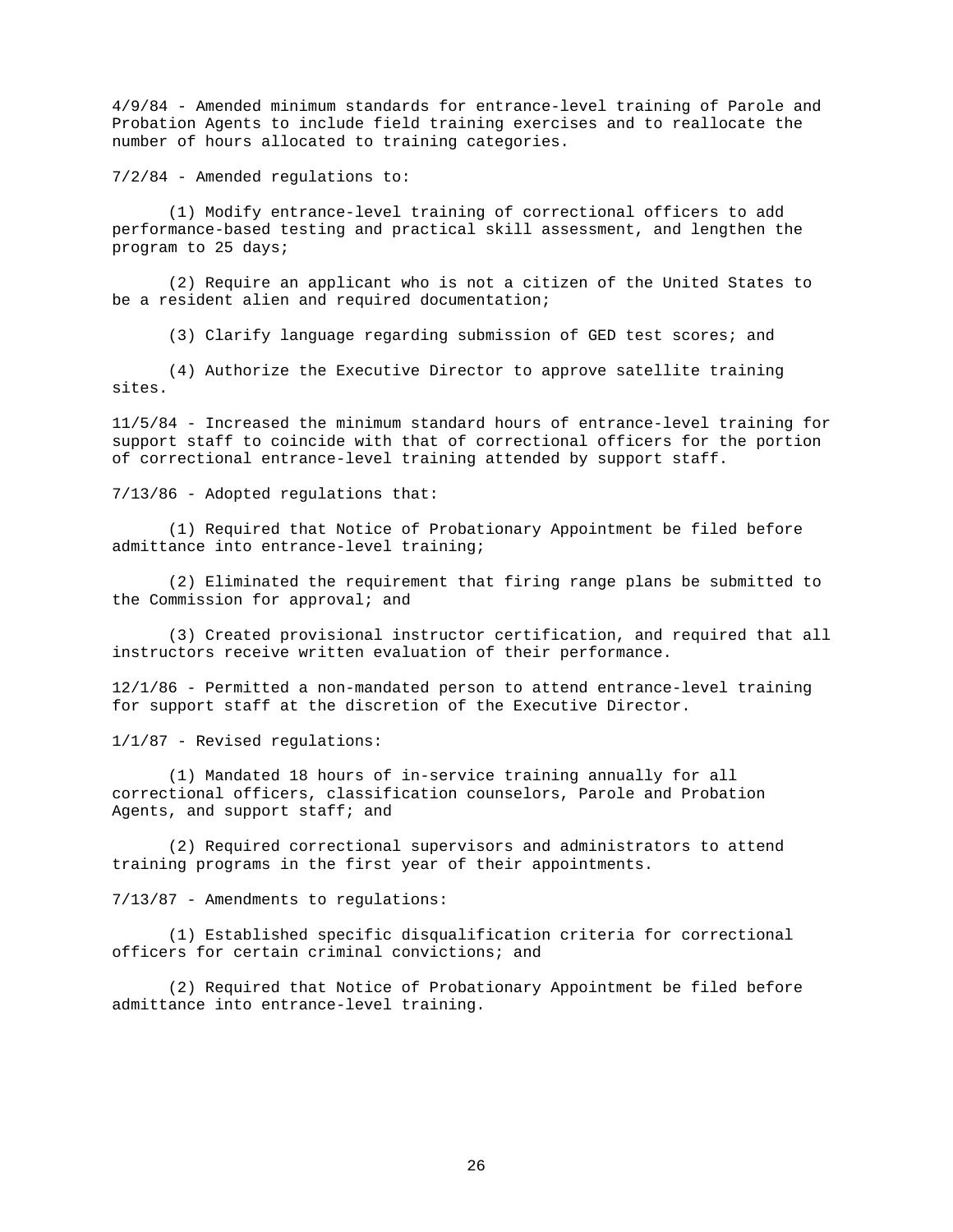4/9/84 - Amended minimum standards for entrance-level training of Parole and Probation Agents to include field training exercises and to reallocate the number of hours allocated to training categories.

7/2/84 - Amended regulations to:

(1) Modify entrance-level training of correctional officers to add performance-based testing and practical skill assessment, and lengthen the program to 25 days;

(2) Require an applicant who is not a citizen of the United States to be a resident alien and required documentation;

(3) Clarify language regarding submission of GED test scores; and

(4) Authorize the Executive Director to approve satellite training sites.

11/5/84 - Increased the minimum standard hours of entrance-level training for support staff to coincide with that of correctional officers for the portion of correctional entrance-level training attended by support staff.

7/13/86 - Adopted regulations that:

(1) Required that Notice of Probationary Appointment be filed before admittance into entrance-level training;

(2) Eliminated the requirement that firing range plans be submitted to the Commission for approval; and

(3) Created provisional instructor certification, and required that all instructors receive written evaluation of their performance.

12/1/86 - Permitted a non-mandated person to attend entrance-level training for support staff at the discretion of the Executive Director.

1/1/87 - Revised regulations:

(1) Mandated 18 hours of in-service training annually for all correctional officers, classification counselors, Parole and Probation Agents, and support staff; and

(2) Required correctional supervisors and administrators to attend training programs in the first year of their appointments.

7/13/87 - Amendments to regulations:

(1) Established specific disqualification criteria for correctional officers for certain criminal convictions; and

(2) Required that Notice of Probationary Appointment be filed before admittance into entrance-level training.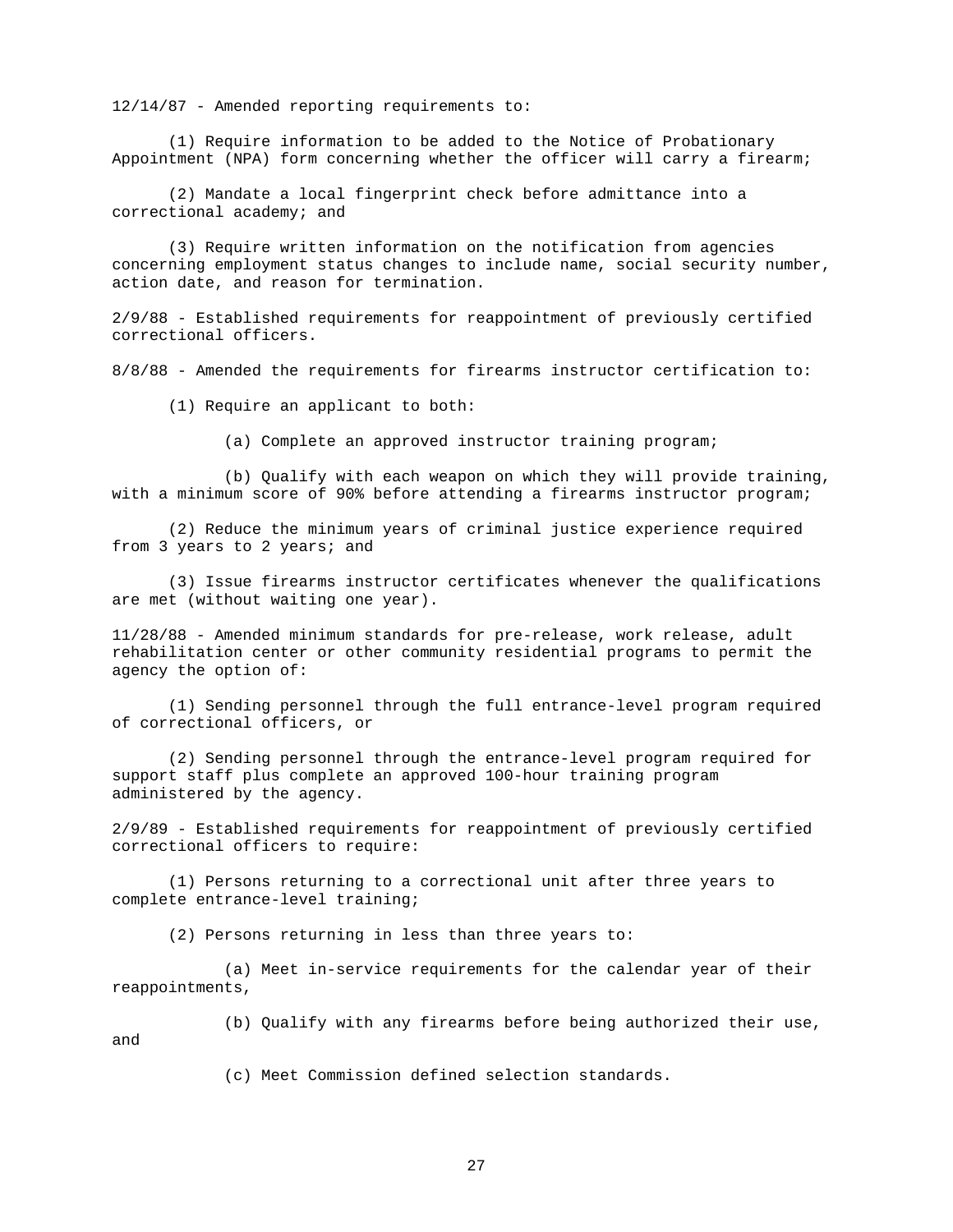12/14/87 - Amended reporting requirements to:

(1) Require information to be added to the Notice of Probationary Appointment (NPA) form concerning whether the officer will carry a firearm;

(2) Mandate a local fingerprint check before admittance into a correctional academy; and

(3) Require written information on the notification from agencies concerning employment status changes to include name, social security number, action date, and reason for termination.

2/9/88 - Established requirements for reappointment of previously certified correctional officers.

8/8/88 - Amended the requirements for firearms instructor certification to:

(1) Require an applicant to both:

(a) Complete an approved instructor training program;

(b) Qualify with each weapon on which they will provide training, with a minimum score of 90% before attending a firearms instructor program;

(2) Reduce the minimum years of criminal justice experience required from 3 years to 2 years; and

(3) Issue firearms instructor certificates whenever the qualifications are met (without waiting one year).

11/28/88 - Amended minimum standards for pre-release, work release, adult rehabilitation center or other community residential programs to permit the agency the option of:

(1) Sending personnel through the full entrance-level program required of correctional officers, or

(2) Sending personnel through the entrance-level program required for support staff plus complete an approved 100-hour training program administered by the agency.

2/9/89 - Established requirements for reappointment of previously certified correctional officers to require:

(1) Persons returning to a correctional unit after three years to complete entrance-level training;

(2) Persons returning in less than three years to:

(a) Meet in-service requirements for the calendar year of their reappointments,

(b) Qualify with any firearms before being authorized their use, and

(c) Meet Commission defined selection standards.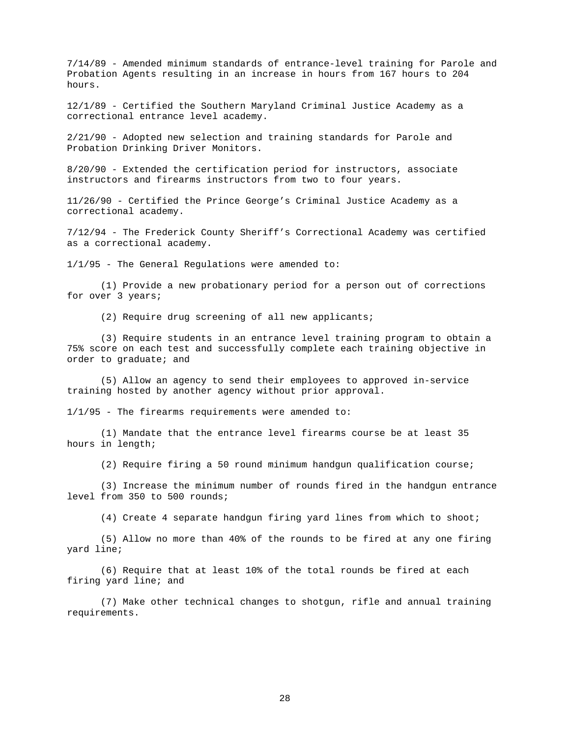7/14/89 - Amended minimum standards of entrance-level training for Parole and Probation Agents resulting in an increase in hours from 167 hours to 204 hours.

12/1/89 - Certified the Southern Maryland Criminal Justice Academy as a correctional entrance level academy.

2/21/90 - Adopted new selection and training standards for Parole and Probation Drinking Driver Monitors.

8/20/90 - Extended the certification period for instructors, associate instructors and firearms instructors from two to four years.

11/26/90 - Certified the Prince George's Criminal Justice Academy as a correctional academy.

7/12/94 - The Frederick County Sheriff's Correctional Academy was certified as a correctional academy.

1/1/95 - The General Regulations were amended to:

(1) Provide a new probationary period for a person out of corrections for over 3 years;

(2) Require drug screening of all new applicants;

(3) Require students in an entrance level training program to obtain a 75% score on each test and successfully complete each training objective in order to graduate; and

(5) Allow an agency to send their employees to approved in-service training hosted by another agency without prior approval.

1/1/95 - The firearms requirements were amended to:

(1) Mandate that the entrance level firearms course be at least 35 hours in length;

(2) Require firing a 50 round minimum handgun qualification course;

(3) Increase the minimum number of rounds fired in the handgun entrance level from 350 to 500 rounds;

(4) Create 4 separate handgun firing yard lines from which to shoot;

(5) Allow no more than 40% of the rounds to be fired at any one firing yard line;

(6) Require that at least 10% of the total rounds be fired at each firing yard line; and

(7) Make other technical changes to shotgun, rifle and annual training requirements.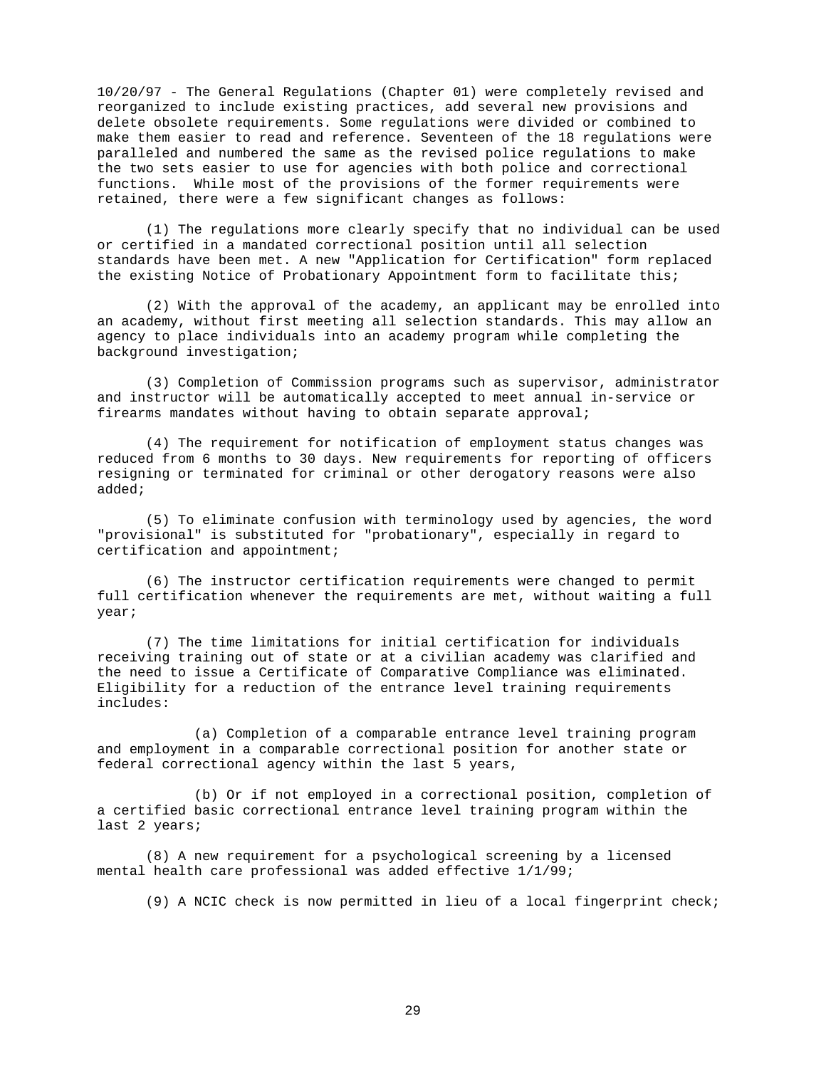10/20/97 - The General Regulations (Chapter 01) were completely revised and reorganized to include existing practices, add several new provisions and delete obsolete requirements. Some regulations were divided or combined to make them easier to read and reference. Seventeen of the 18 regulations were paralleled and numbered the same as the revised police regulations to make the two sets easier to use for agencies with both police and correctional functions. While most of the provisions of the former requirements were retained, there were a few significant changes as follows:

(1) The regulations more clearly specify that no individual can be used or certified in a mandated correctional position until all selection standards have been met. A new "Application for Certification" form replaced the existing Notice of Probationary Appointment form to facilitate this;

(2) With the approval of the academy, an applicant may be enrolled into an academy, without first meeting all selection standards. This may allow an agency to place individuals into an academy program while completing the background investigation;

(3) Completion of Commission programs such as supervisor, administrator and instructor will be automatically accepted to meet annual in-service or firearms mandates without having to obtain separate approval;

(4) The requirement for notification of employment status changes was reduced from 6 months to 30 days. New requirements for reporting of officers resigning or terminated for criminal or other derogatory reasons were also added;

(5) To eliminate confusion with terminology used by agencies, the word "provisional" is substituted for "probationary", especially in regard to certification and appointment;

(6) The instructor certification requirements were changed to permit full certification whenever the requirements are met, without waiting a full year;

(7) The time limitations for initial certification for individuals receiving training out of state or at a civilian academy was clarified and the need to issue a Certificate of Comparative Compliance was eliminated. Eligibility for a reduction of the entrance level training requirements includes:

(a) Completion of a comparable entrance level training program and employment in a comparable correctional position for another state or federal correctional agency within the last 5 years,

(b) Or if not employed in a correctional position, completion of a certified basic correctional entrance level training program within the last 2 years;

(8) A new requirement for a psychological screening by a licensed mental health care professional was added effective 1/1/99;

(9) A NCIC check is now permitted in lieu of a local fingerprint check;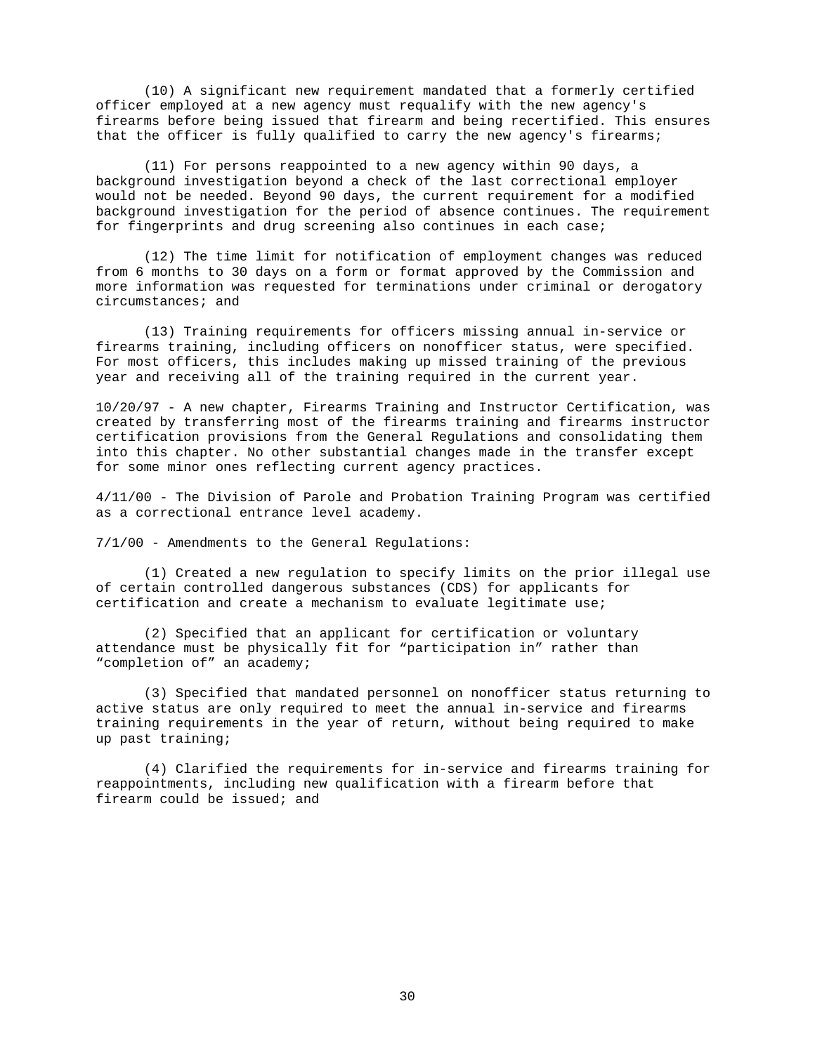(10) A significant new requirement mandated that a formerly certified officer employed at a new agency must requalify with the new agency's firearms before being issued that firearm and being recertified. This ensures that the officer is fully qualified to carry the new agency's firearms;

(11) For persons reappointed to a new agency within 90 days, a background investigation beyond a check of the last correctional employer would not be needed. Beyond 90 days, the current requirement for a modified background investigation for the period of absence continues. The requirement for fingerprints and drug screening also continues in each case;

(12) The time limit for notification of employment changes was reduced from 6 months to 30 days on a form or format approved by the Commission and more information was requested for terminations under criminal or derogatory circumstances; and

(13) Training requirements for officers missing annual in-service or firearms training, including officers on nonofficer status, were specified. For most officers, this includes making up missed training of the previous year and receiving all of the training required in the current year.

10/20/97 - A new chapter, Firearms Training and Instructor Certification, was created by transferring most of the firearms training and firearms instructor certification provisions from the General Regulations and consolidating them into this chapter. No other substantial changes made in the transfer except for some minor ones reflecting current agency practices.

4/11/00 - The Division of Parole and Probation Training Program was certified as a correctional entrance level academy.

7/1/00 - Amendments to the General Regulations:

(1) Created a new regulation to specify limits on the prior illegal use of certain controlled dangerous substances (CDS) for applicants for certification and create a mechanism to evaluate legitimate use;

(2) Specified that an applicant for certification or voluntary attendance must be physically fit for “participation in” rather than “completion of” an academy;

(3) Specified that mandated personnel on nonofficer status returning to active status are only required to meet the annual in-service and firearms training requirements in the year of return, without being required to make up past training;

(4) Clarified the requirements for in-service and firearms training for reappointments, including new qualification with a firearm before that firearm could be issued; and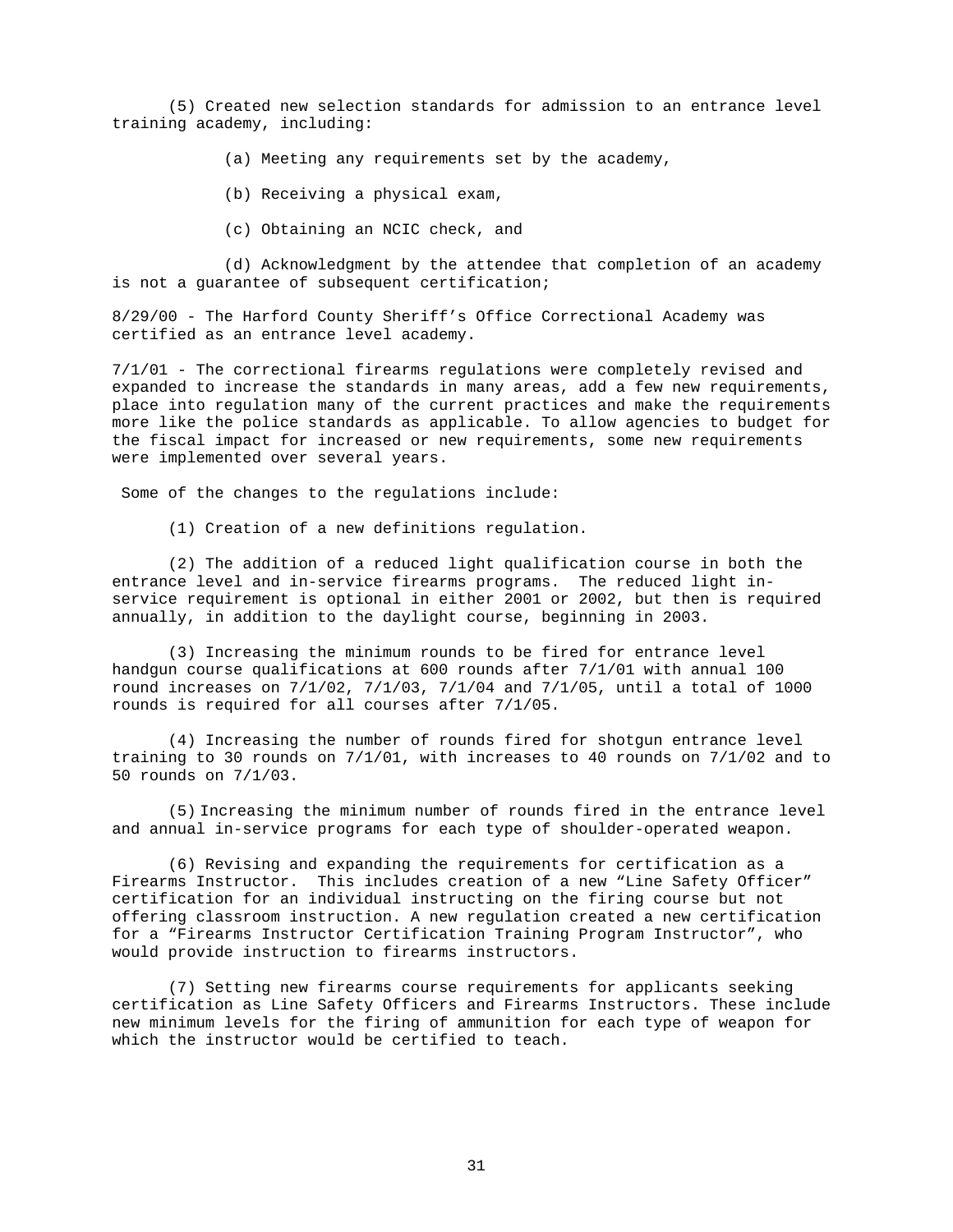(5) Created new selection standards for admission to an entrance level training academy, including:

(a) Meeting any requirements set by the academy,

(b) Receiving a physical exam,

(c) Obtaining an NCIC check, and

(d) Acknowledgment by the attendee that completion of an academy is not a guarantee of subsequent certification;

8/29/00 - The Harford County Sheriff's Office Correctional Academy was certified as an entrance level academy.

7/1/01 - The correctional firearms regulations were completely revised and expanded to increase the standards in many areas, add a few new requirements, place into regulation many of the current practices and make the requirements more like the police standards as applicable. To allow agencies to budget for the fiscal impact for increased or new requirements, some new requirements were implemented over several years.

Some of the changes to the regulations include:

(1) Creation of a new definitions regulation.

(2) The addition of a reduced light qualification course in both the entrance level and in-service firearms programs. The reduced light in-service requirement is optional in either 2001 or 2002, but then is required annually, in addition to the daylight course, beginning in 2003.

(3) Increasing the minimum rounds to be fired for entrance level handgun course qualifications at 600 rounds after 7/1/01 with annual 100 round increases on 7/1/02, 7/1/03, 7/1/04 and 7/1/05, until a total of 1000 rounds is required for all courses after 7/1/05.

(4) Increasing the number of rounds fired for shotgun entrance level training to 30 rounds on 7/1/01, with increases to 40 rounds on 7/1/02 and to 50 rounds on 7/1/03.

(5) Increasing the minimum number of rounds fired in the entrance level and annual in-service programs for each type of shoulder-operated weapon.

(6) Revising and expanding the requirements for certification as a Firearms Instructor. This includes creation of a new "Line Safety Officer" certification for an individual instructing on the firing course but not offering classroom instruction. A new regulation created a new certification for a "Firearms Instructor Certification Training Program Instructor", who would provide instruction to firearms instructors.

(7) Setting new firearms course requirements for applicants seeking certification as Line Safety Officers and Firearms Instructors. These include new minimum levels for the firing of ammunition for each type of weapon for which the instructor would be certified to teach.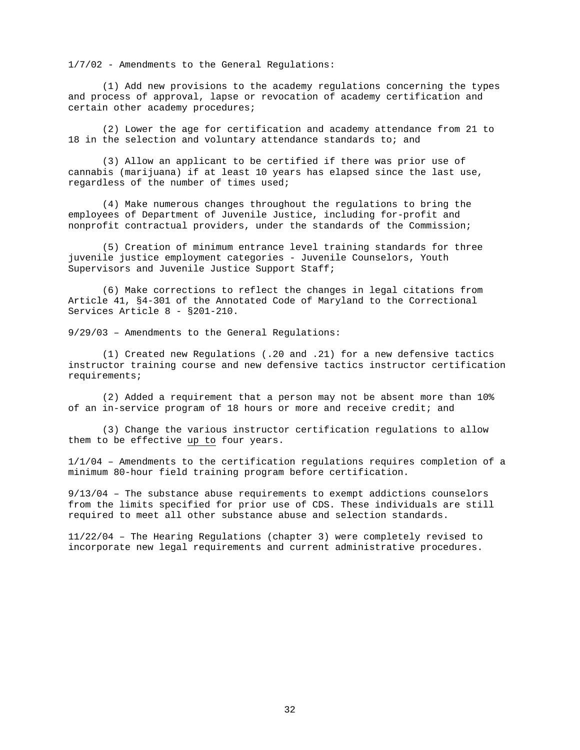1/7/02 - Amendments to the General Regulations:

(1) Add new provisions to the academy regulations concerning the types and process of approval, lapse or revocation of academy certification and certain other academy procedures;

(2) Lower the age for certification and academy attendance from 21 to 18 in the selection and voluntary attendance standards to; and

(3) Allow an applicant to be certified if there was prior use of cannabis (marijuana) if at least 10 years has elapsed since the last use, regardless of the number of times used;

(4) Make numerous changes throughout the regulations to bring the employees of Department of Juvenile Justice, including for-profit and nonprofit contractual providers, under the standards of the Commission;

(5) Creation of minimum entrance level training standards for three juvenile justice employment categories - Juvenile Counselors, Youth Supervisors and Juvenile Justice Support Staff;

(6) Make corrections to reflect the changes in legal citations from Article 41, §4-301 of the Annotated Code of Maryland to the Correctional Services Article 8 - §201-210.

9/29/03 – Amendments to the General Regulations:

(1) Created new Regulations (.20 and .21) for a new defensive tactics instructor training course and new defensive tactics instructor certification requirements;

(2) Added a requirement that a person may not be absent more than 10% of an in-service program of 18 hours or more and receive credit; and

(3) Change the various instructor certification regulations to allow them to be effective <u>up to</u> four years.

1/1/04 – Amendments to the certification regulations requires completion of a minimum 80-hour field training program before certification.

9/13/04 – The substance abuse requirements to exempt addictions counselors from the limits specified for prior use of CDS. These individuals are still required to meet all other substance abuse and selection standards.

11/22/04 – The Hearing Regulations (chapter 3) were completely revised to incorporate new legal requirements and current administrative procedures.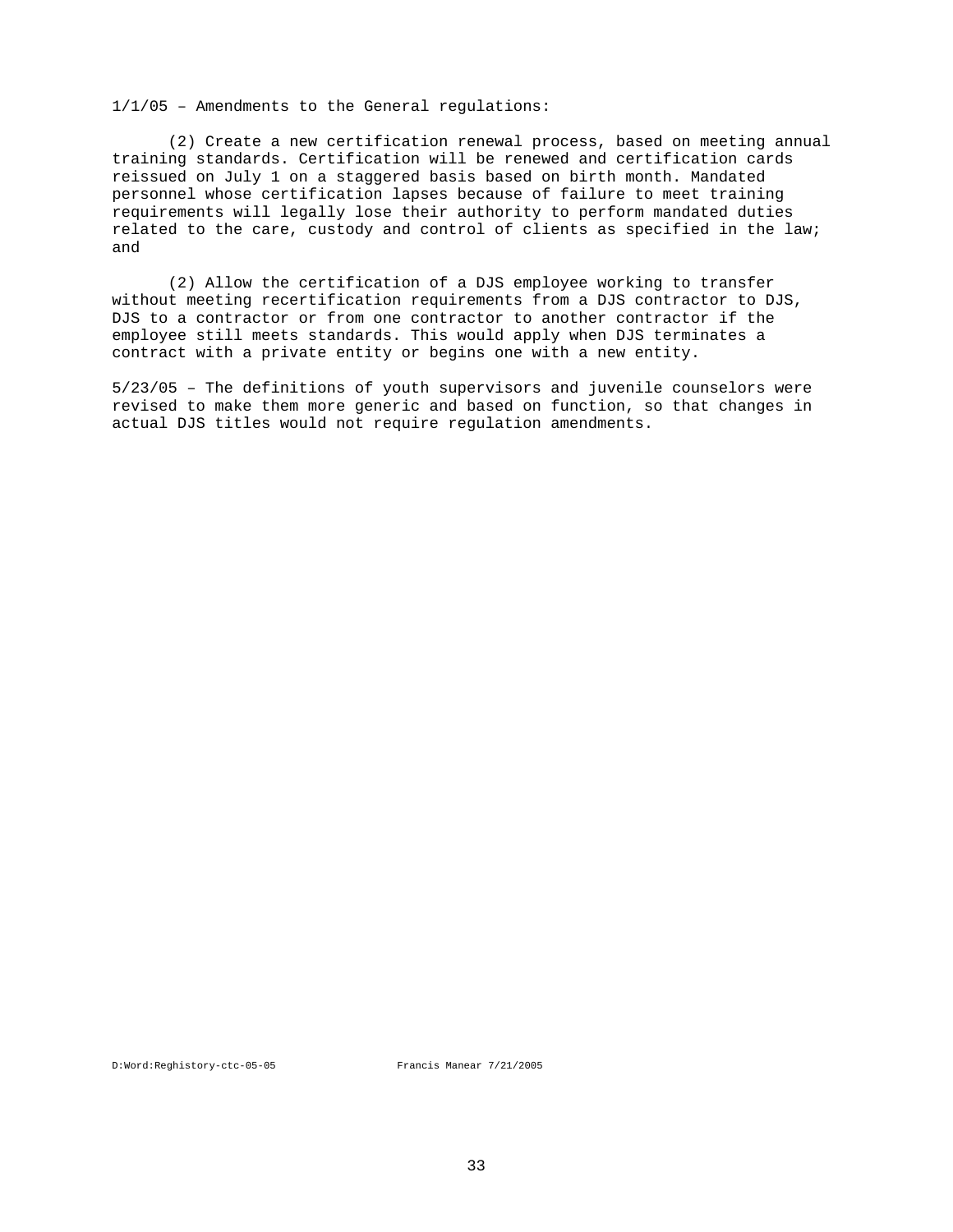1/1/05 – Amendments to the General regulations:

(2) Create a new certification renewal process, based on meeting annual training standards. Certification will be renewed and certification cards reissued on July 1 on a staggered basis based on birth month. Mandated personnel whose certification lapses because of failure to meet training requirements will legally lose their authority to perform mandated duties related to the care, custody and control of clients as specified in the law; and

(2) Allow the certification of a DJS employee working to transfer without meeting recertification requirements from a DJS contractor to DJS, DJS to a contractor or from one contractor to another contractor if the employee still meets standards. This would apply when DJS terminates a contract with a private entity or begins one with a new entity.

5/23/05 – The definitions of youth supervisors and juvenile counselors were revised to make them more generic and based on function, so that changes in actual DJS titles would not require regulation amendments.

D:Word:Reghistory-ctc-05-05 Francis Manear 7/21/2005